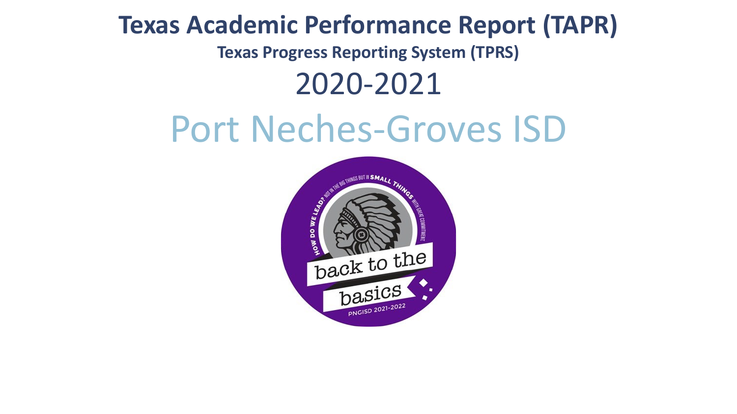# Texas Academic Performance Report (TAPR)

## Texas Progress Reporting System (TPRS)

## 2020-2021

# Port Neches-Groves ISD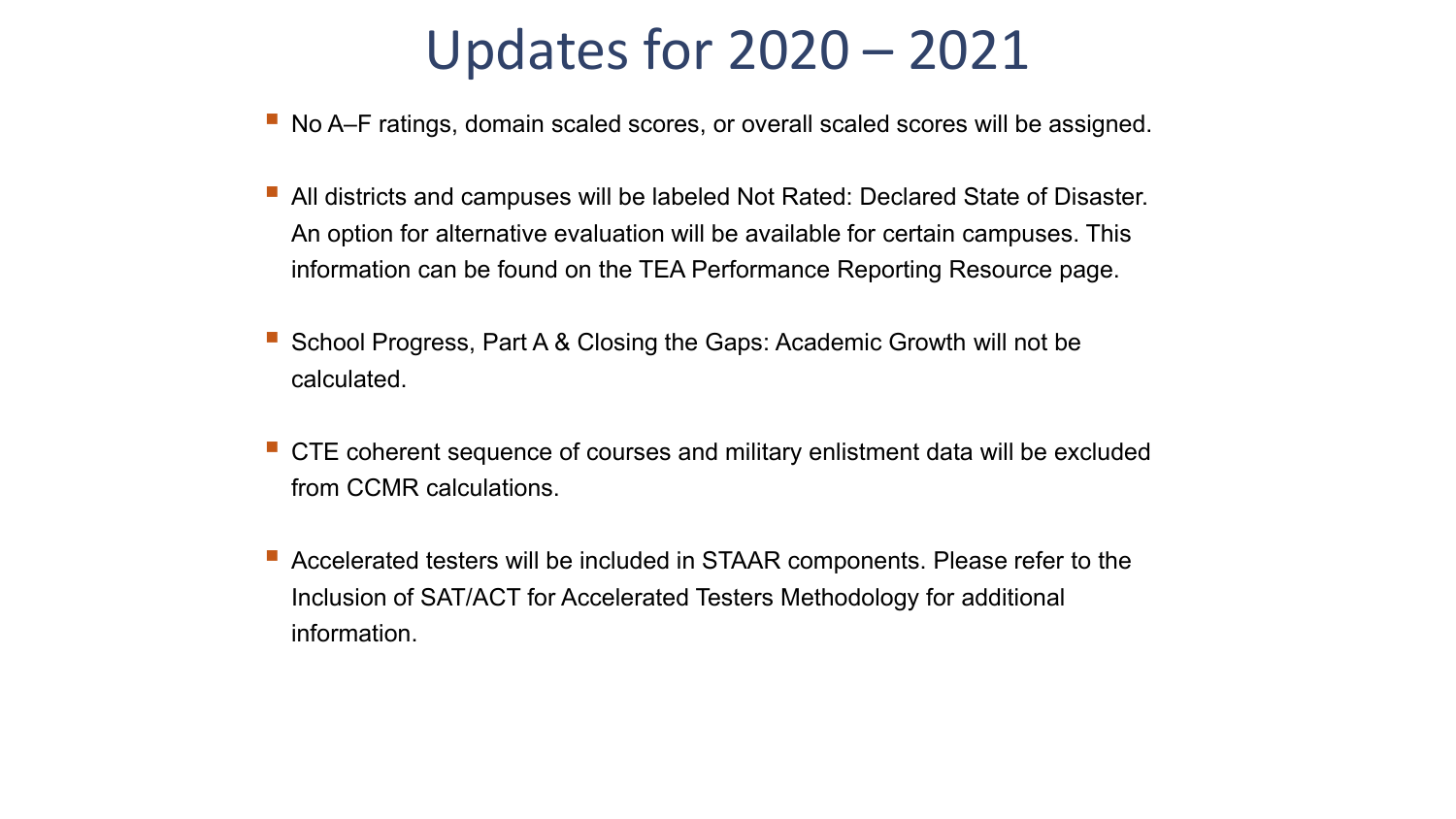# Updates for 2020 – 2021

- No A–F ratings, domain scaled scores, or overall scaled scores will be assigned.
- All districts and campuses will be labeled Not Rated: Declared State of Disaster. An option for alternative evaluation will be available for certain campuses. This information can be found on the TEA Performance Reporting Resource page.
- School Progress, Part A & Closing the Gaps: Academic Growth will not be calculated.
- CTE coherent sequence of courses and military enlistment data will be excluded from CCMR calculations.
- Accelerated testers will be included in STAAR components. Please refer to the Inclusion of SAT/ACT for Accelerated Testers Methodology for additional information.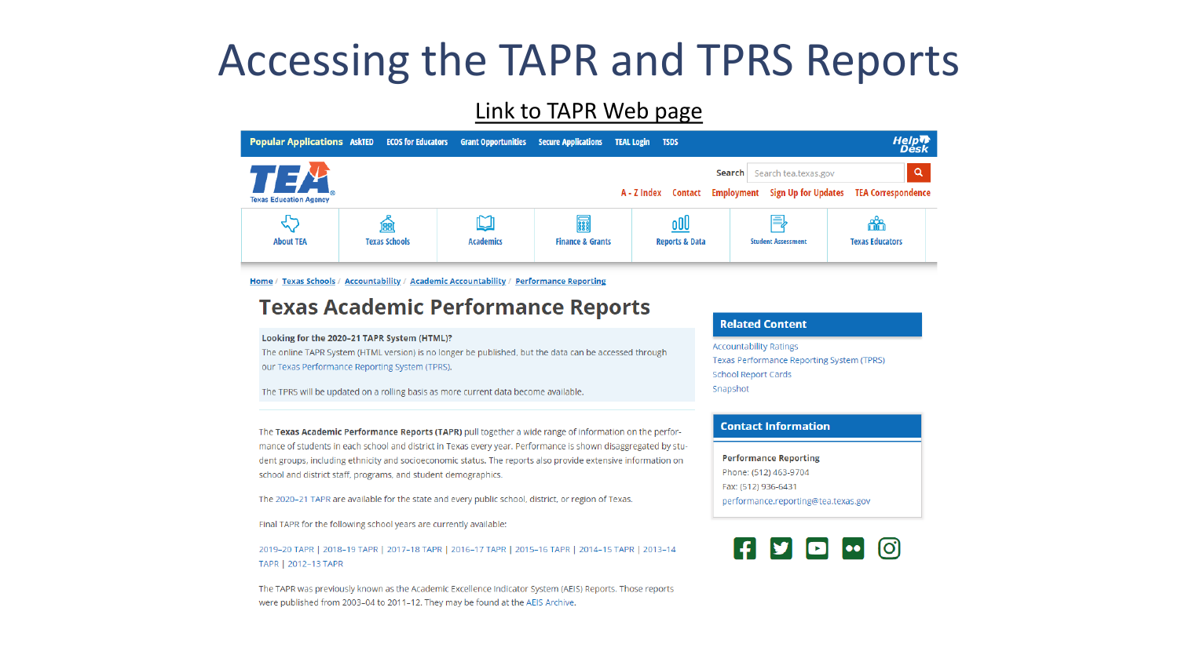# Accessing the TAPR and TPRS Reports

Link to TAPR Web page

Popular Applications AskTED ECOS for Educators Grant Opportunities Secure Applications TEAL Login TSDS Help Desk

TEA Texas Education Agency

Search | Search tea.texas.gov

A - Z Index Contact Employment Sign Up for Updates TEA Correspondence

About TEA | Texas Schools | Academics | Finance & Grants | Reports & Data | Student Assessment | Texas Educators

Home / Texas Schools / Accountability / Academic Accountability / Performance Reporting

## Texas Academic Performance Reports

**Looking for the 2020-21 TAPR System (HTML)?**

The online TAPR System (HTML version) is no longer be published, but the data can be accessed through our Texas Performance Reporting System (TPRS).

The TPRS will be updated on a rolling basis as more current data become available.

The **Texas Academic Performance Reports (TAPR)** pull together a wide range of information on the performance of students in each school and district in Texas every year. Performance is shown disaggregated by student groups, including ethnicity and socioeconomic status. The reports also provide extensive information on school and district staff, programs, and student demographics.

The 2020-21 TAPR are available for the state and every public school, district, or region of Texas.

Final TAPR for the following school years are currently available:

2019-20 TAPR | 2018-19 TAPR | 2017-18 TAPR | 2016-17 TAPR | 2015-16 TAPR | 2014-15 TAPR | 2013-14 TAPR | 2012-13 TAPR

The TAPR was previously known as the Academic Excellence Indicator System (AEIS) Reports. Those reports were published from 2003-04 to 2011-12. They may be found at the AEIS Archive.

**Related Content**

- Accountability Ratings
- Texas Performance Reporting System (TPRS)
- School Report Cards
- Snapshot

**Contact Information**

**Performance Reporting**
Phone: (512) 463-9704
Fax: (512) 936-6431
performance.reporting@tea.texas.gov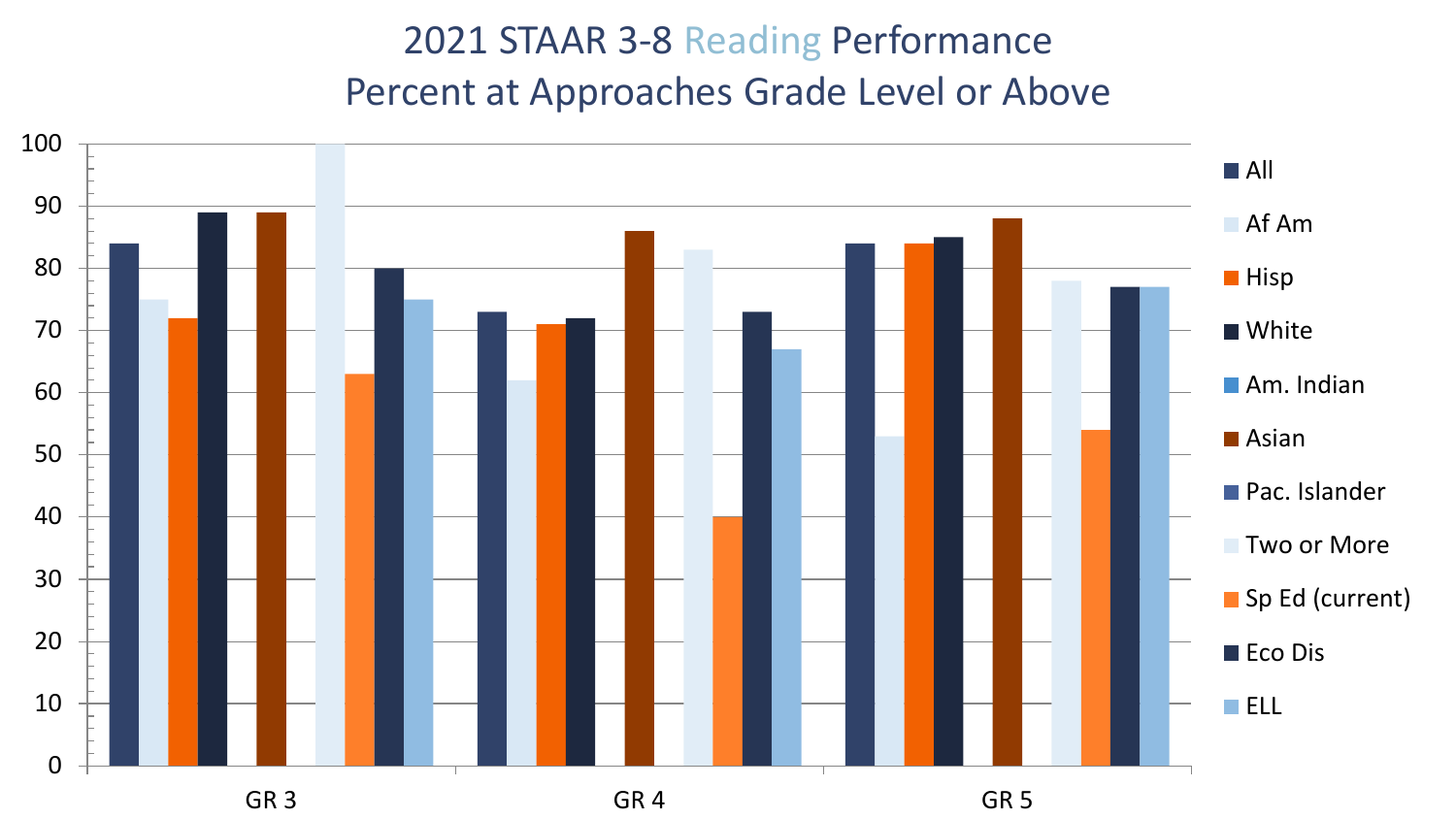# 2021 STAAR 3-8 Reading Performance
## Percent at Approaches Grade Level or Above

| | All | Af Am | Hisp | White | Am. Indian | Asian | Pac. Islander | Two or More | Sp Ed (current) | Eco Dis | ELL |
|---|---|---|---|---|---|---|---|---|---|---|---|
| GR 3 | 84 | 75 | 72 | 89 | | 89 | | 100 | 63 | 80 | 75 |
| GR 4 | 73 | 62 | 71 | 72 | | 86 | | 83 | 40 | 73 | 67 |
| GR 5 | 84 | 53 | 84 | 85 | | 88 | | 78 | 54 | 77 | 77 |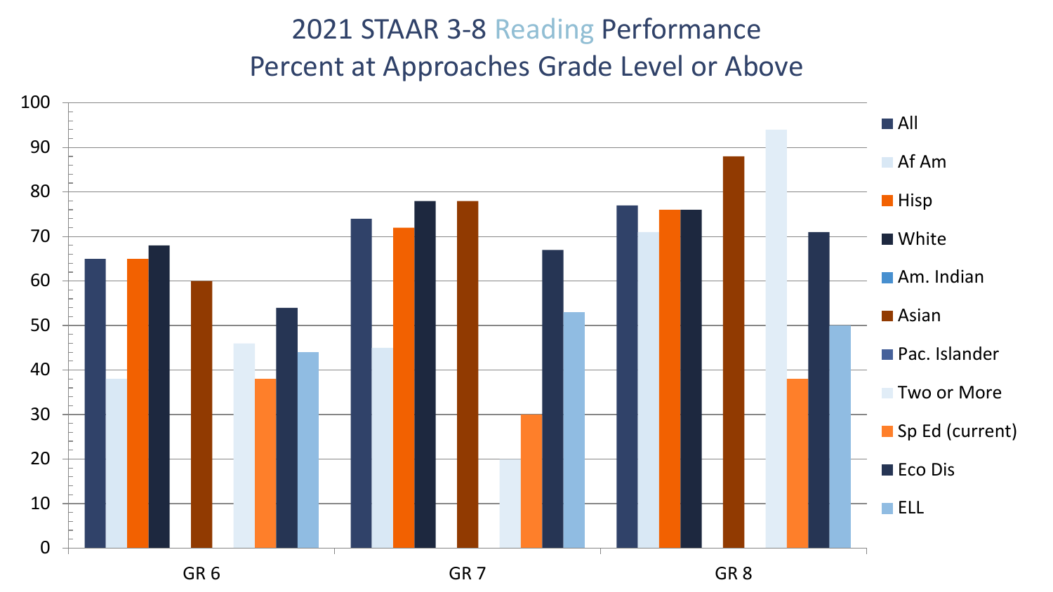# 2021 STAAR 3-8 Reading Performance
## Percent at Approaches Grade Level or Above

| | All | Af Am | Hisp | White | Am. Indian | Asian | Pac. Islander | Two or More | Sp Ed (current) | Eco Dis | ELL |
|---|---|---|---|---|---|---|---|---|---|---|---|
| GR 6 | 65 | 38 | 65 | 68 | | 60 | | 46 | 38 | 54 | 44 |
| GR 7 | 74 | 45 | 72 | 78 | | 78 | | 20 | 30 | 67 | 53 |
| GR 8 | 77 | 71 | 76 | 76 | | 88 | | 94 | 38 | 71 | 50 |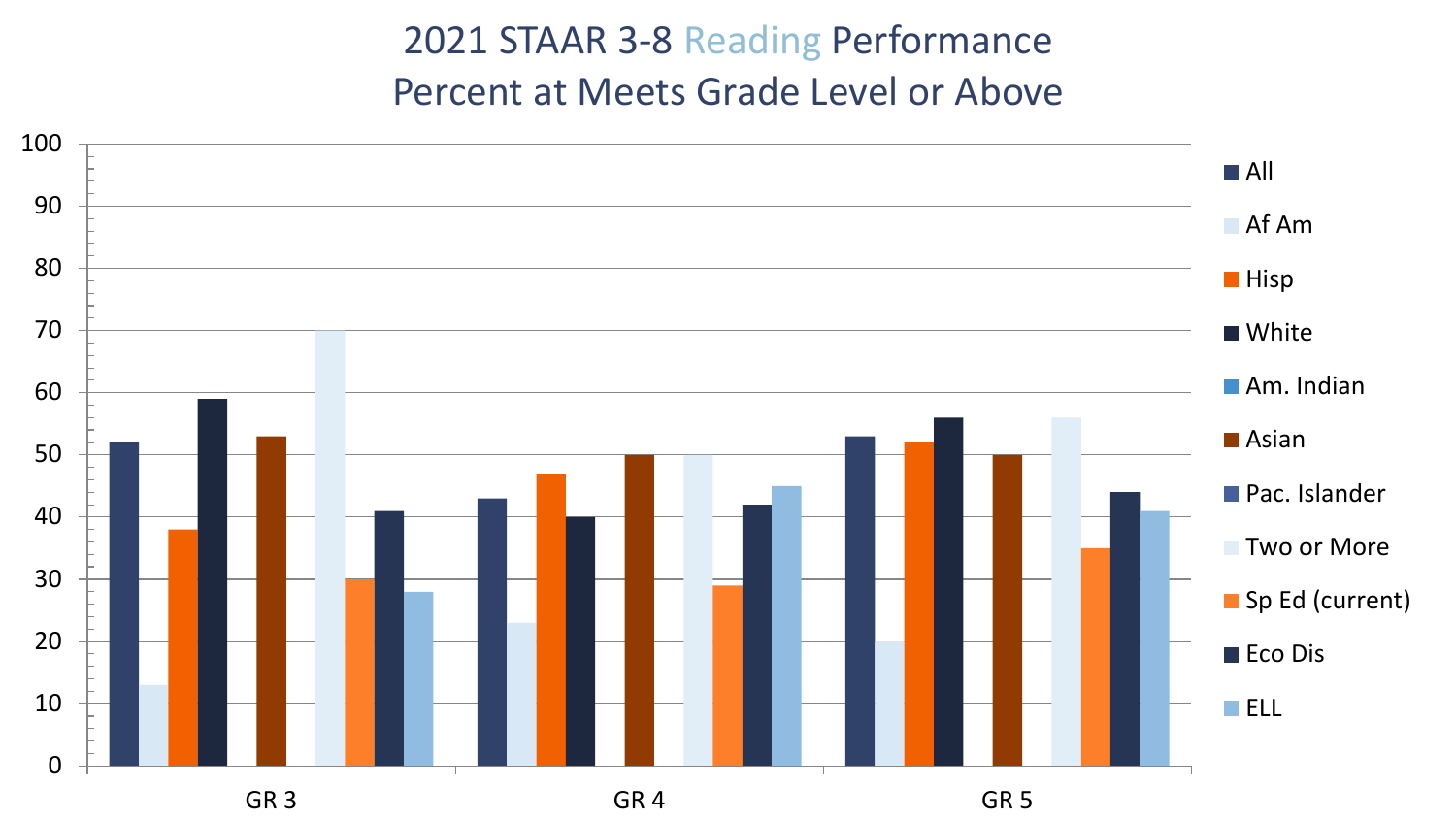# 2021 STAAR 3-8 Reading Performance
## Percent at Meets Grade Level or Above

100
90
80
70
60
50
40
30
20
10
0

GR 3 | GR 4 | GR 5

- All
- Af Am
- Hisp
- White
- Am. Indian
- Asian
- Pac. Islander
- Two or More
- Sp Ed (current)
- Eco Dis
- ELL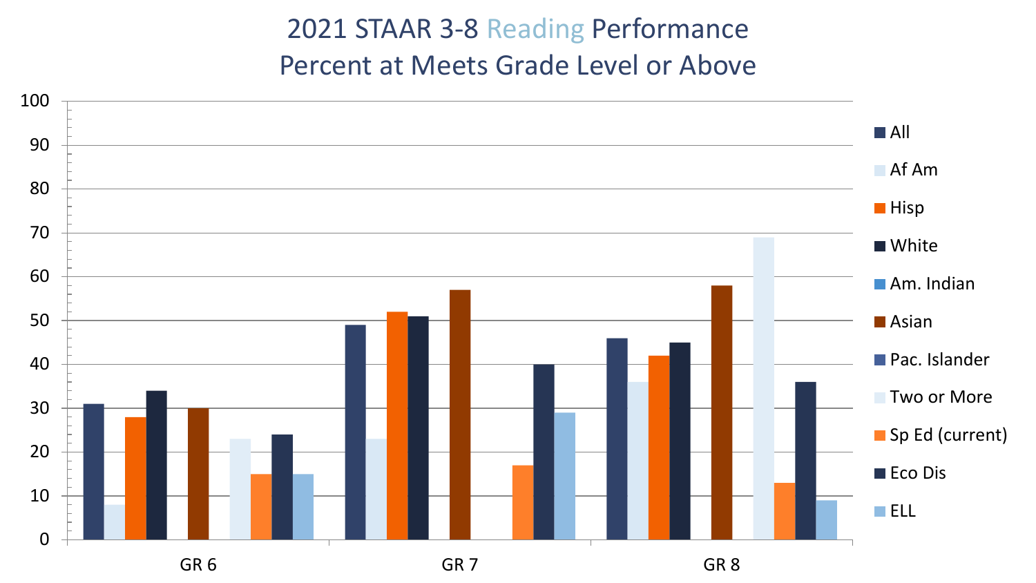# 2021 STAAR 3-8 Reading Performance

## Percent at Meets Grade Level or Above

Legend:

- All
- Af Am
- Hisp
- White
- Am. Indian
- Asian
- Pac. Islander
- Two or More
- Sp Ed (current)
- Eco Dis
- ELL

Y-axis: 0, 10, 20, 30, 40, 50, 60, 70, 80, 90, 100

X-axis: GR 6, GR 7, GR 8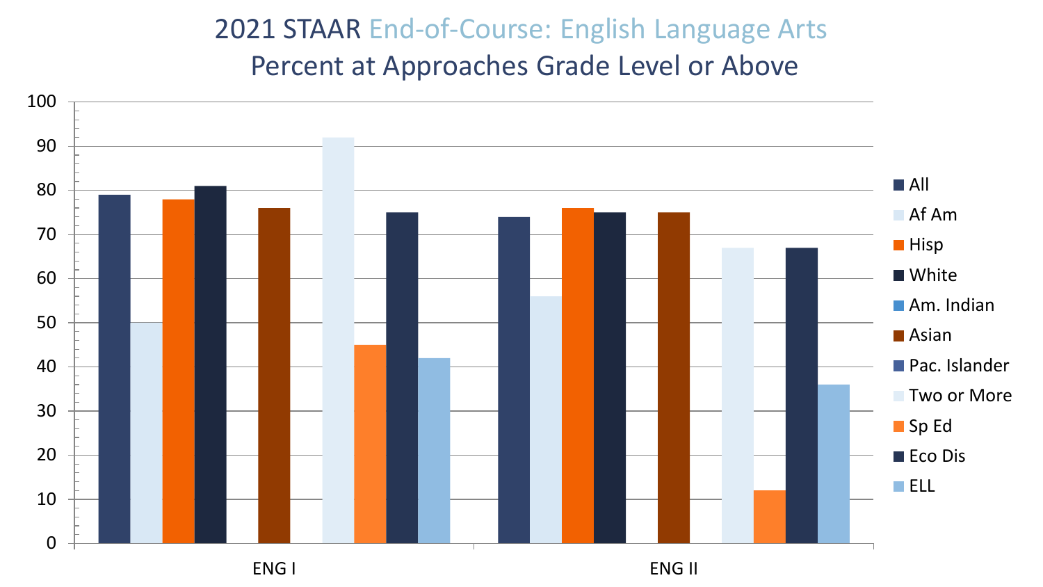# 2021 STAAR End-of-Course: English Language Arts

## Percent at Approaches Grade Level or Above

| | All | Af Am | Hisp | White | Am. Indian | Asian | Pac. Islander | Two or More | Sp Ed | Eco Dis | ELL |
|---|---|---|---|---|---|---|---|---|---|---|---|
| ENG I | 79 | 50 | 78 | 81 | | 76 | | 92 | 45 | 75 | 42 |
| ENG II | 74 | 56 | 76 | 75 | | 75 | | 67 | 12 | 67 | 36 |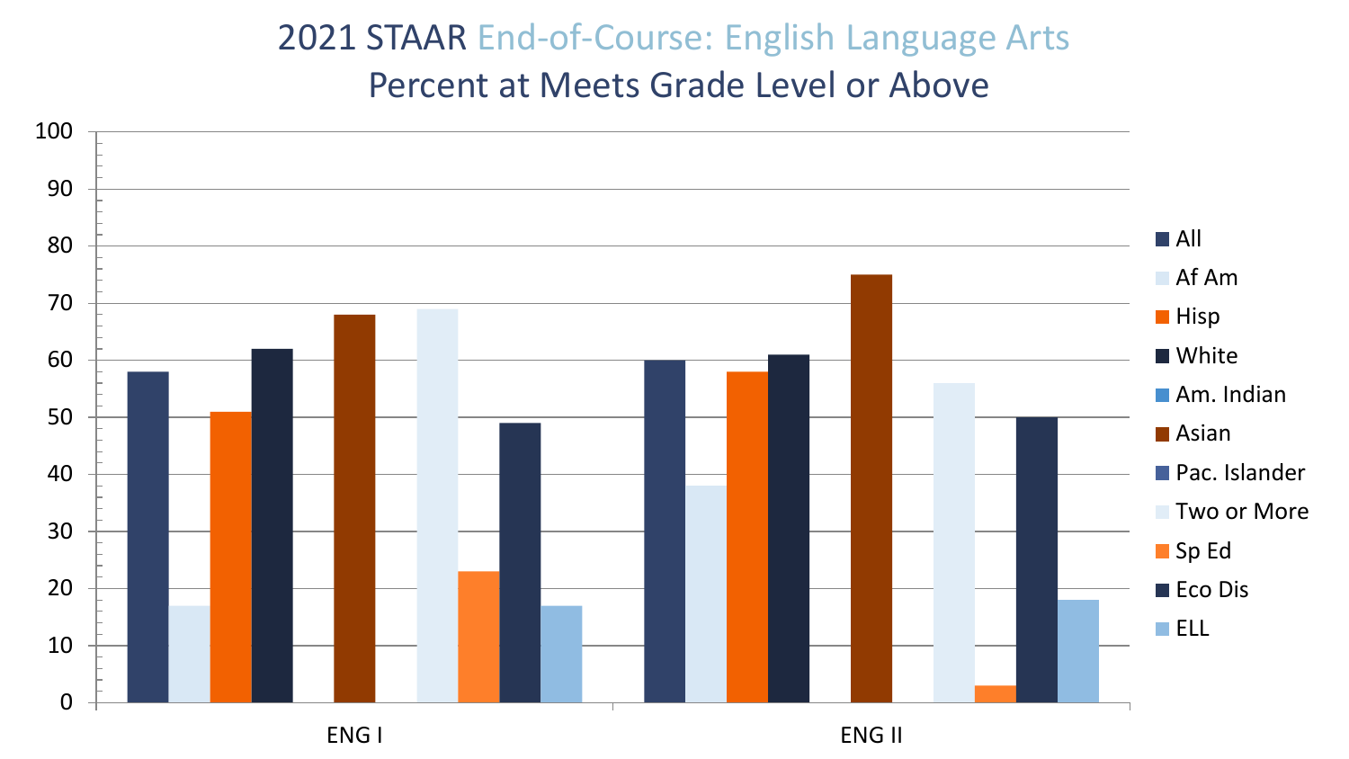# 2021 STAAR End-of-Course: English Language Arts

## Percent at Meets Grade Level or Above

| | All | Af Am | Hisp | White | Am. Indian | Asian | Pac. Islander | Two or More | Sp Ed | Eco Dis | ELL |
|---|---|---|---|---|---|---|---|---|---|---|---|
| ENG I | 58 | 17 | 51 | 62 | | 68 | | 69 | 23 | 49 | 17 |
| ENG II | 60 | 38 | 58 | 61 | | 75 | | 56 | 3 | 50 | 18 |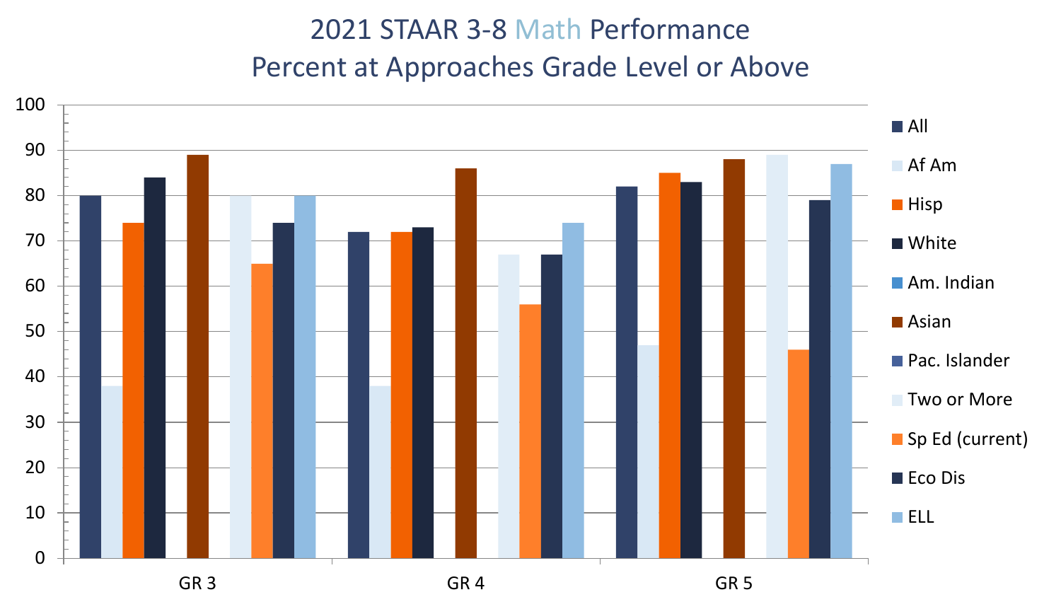# 2021 STAAR 3-8 Math Performance
## Percent at Approaches Grade Level or Above

| | All | Af Am | Hisp | White | Am. Indian | Asian | Pac. Islander | Two or More | Sp Ed (current) | Eco Dis | ELL |
|---|---|---|---|---|---|---|---|---|---|---|---|
| GR 3 | 80 | 38 | 74 | 84 | | 89 | | 80 | 65 | 74 | 80 |
| GR 4 | 72 | 38 | 72 | 73 | | 86 | | 67 | 56 | 67 | 74 |
| GR 5 | 82 | 47 | 85 | 83 | | 88 | | 89 | 46 | 79 | 87 |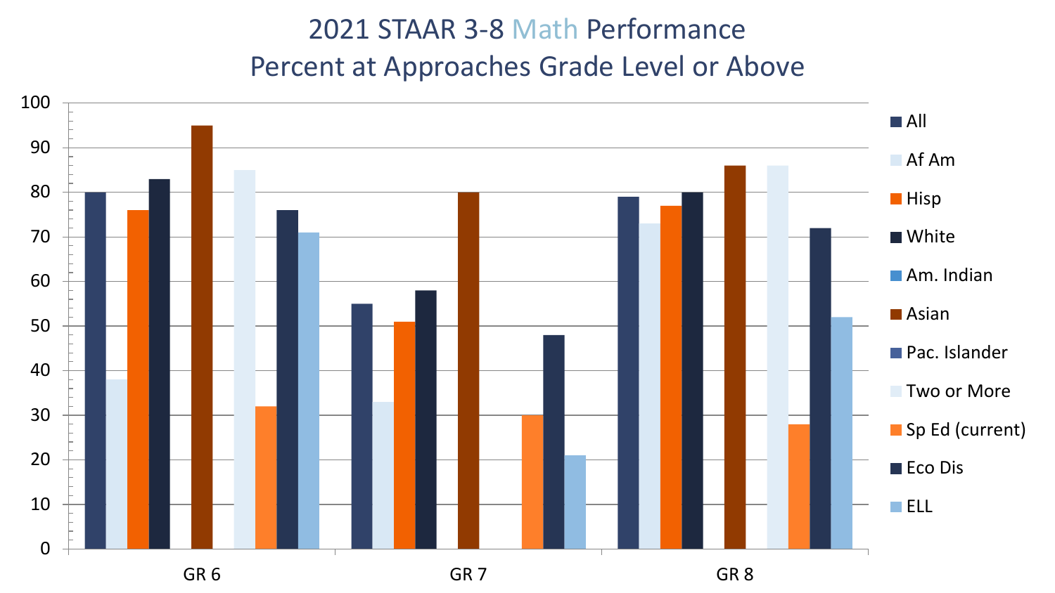# 2021 STAAR 3-8 Math Performance
## Percent at Approaches Grade Level or Above

| | All | Af Am | Hisp | White | Am. Indian | Asian | Pac. Islander | Two or More | Sp Ed (current) | Eco Dis | ELL |
|---|---|---|---|---|---|---|---|---|---|---|---|
| GR 6 | 80 | 38 | 76 | 83 | | 95 | | 85 | 32 | 76 | 71 |
| GR 7 | 55 | 33 | 51 | 58 | | 80 | | | 30 | 48 | 21 |
| GR 8 | 79 | 73 | 77 | 80 | | 86 | | 86 | 28 | 72 | 52 |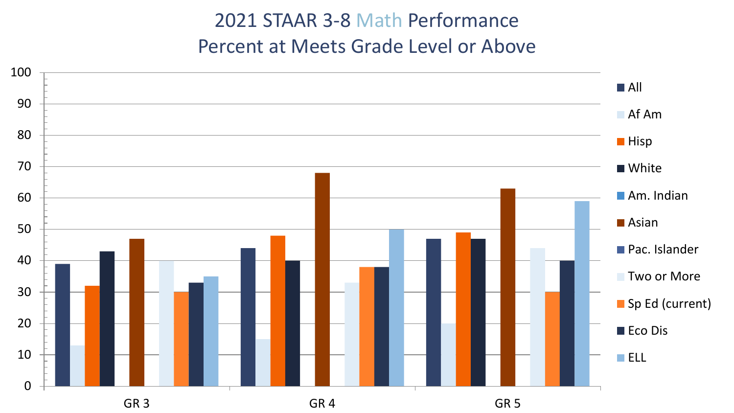# 2021 STAAR 3-8 Math Performance
## Percent at Meets Grade Level or Above

| | All | Af Am | Hisp | White | Am. Indian | Asian | Pac. Islander | Two or More | Sp Ed (current) | Eco Dis | ELL |
|---|---|---|---|---|---|---|---|---|---|---|---|
| GR 3 | 39 | 13 | 32 | 43 | | 47 | | 40 | 30 | 33 | 35 |
| GR 4 | 44 | 15 | 48 | 40 | | 68 | | 33 | 38 | 38 | 50 |
| GR 5 | 47 | 20 | 49 | 47 | | 63 | | 44 | 30 | 40 | 59 |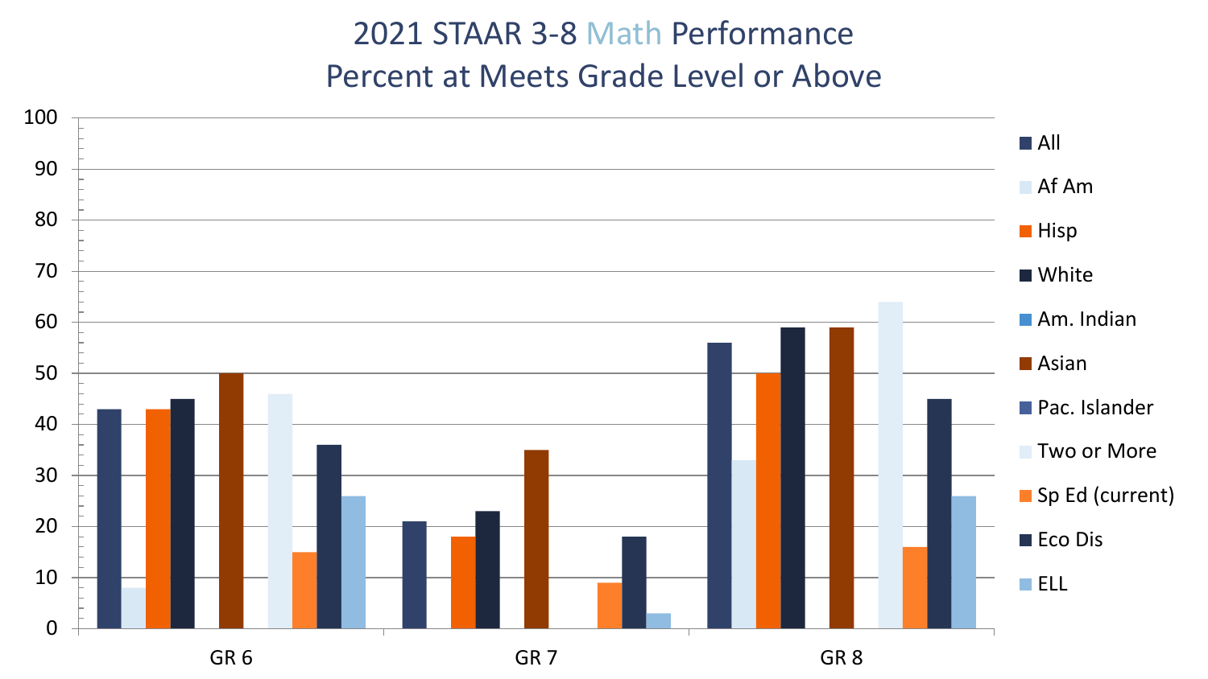# 2021 STAAR 3-8 Math Performance

## Percent at Meets Grade Level or Above

100
90
80
70
60
50
40
30
20
10
0

GR 6 GR 7 GR 8

- All
- Af Am
- Hisp
- White
- Am. Indian
- Asian
- Pac. Islander
- Two or More
- Sp Ed (current)
- Eco Dis
- ELL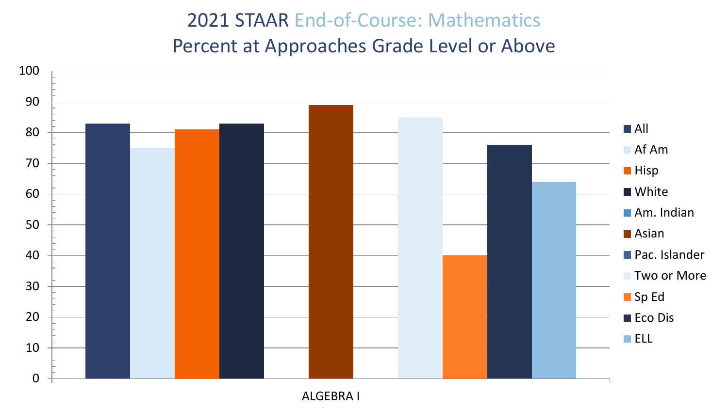# 2021 STAAR End-of-Course: Mathematics
## Percent at Approaches Grade Level or Above

| | All | Af Am | Hisp | White | Am. Indian | Asian | Pac. Islander | Two or More | Sp Ed | Eco Dis | ELL |
|---|---|---|---|---|---|---|---|---|---|---|---|
| ALGEBRA I | 83 | 75 | 81 | 83 | | 89 | | 85 | 40 | 76 | 64 |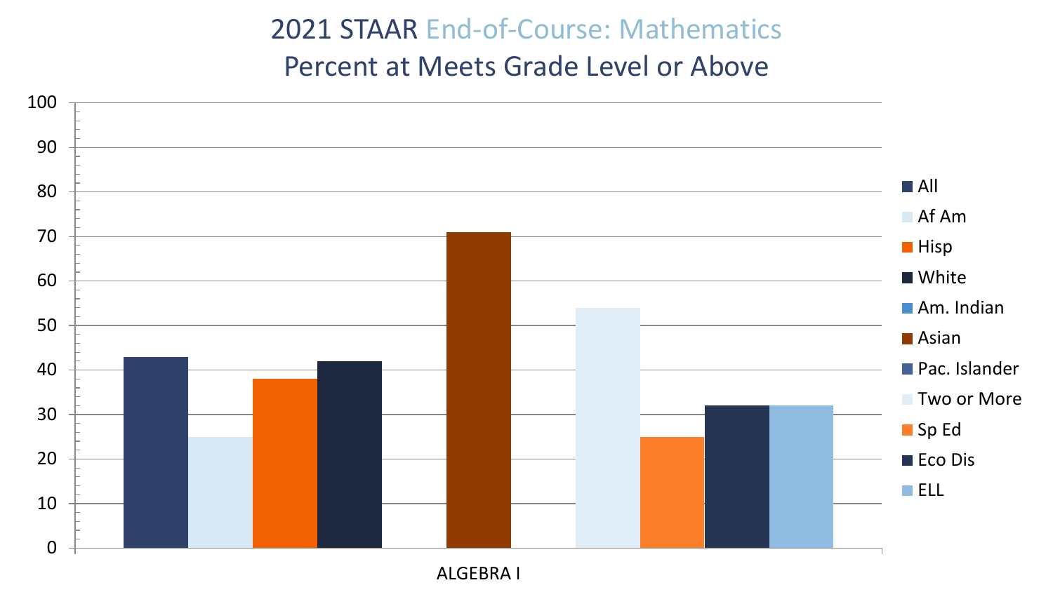# 2021 STAAR End-of-Course: Mathematics
## Percent at Meets Grade Level or Above

| ALGEBRA I | All | Af Am | Hisp | White | Am. Indian | Asian | Pac. Islander | Two or More | Sp Ed | Eco Dis | ELL |
|---|---|---|---|---|---|---|---|---|---|---|---|
| Percent | 43 | 25 | 38 | 42 | | 71 | | 54 | 25 | 32 | 32 |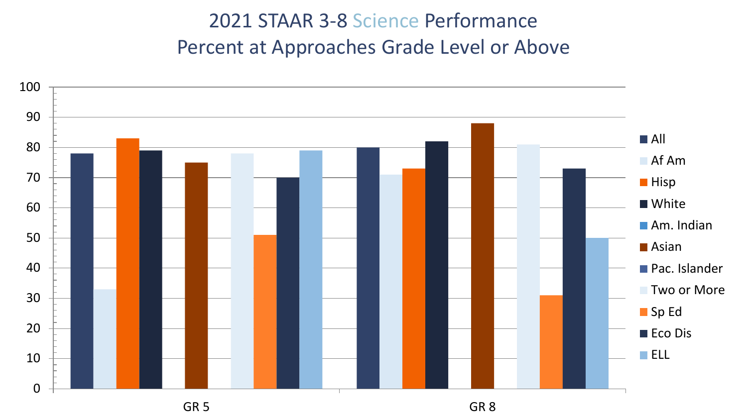# 2021 STAAR 3-8 Science Performance
## Percent at Approaches Grade Level or Above

| | All | Af Am | Hisp | White | Am. Indian | Asian | Pac. Islander | Two or More | Sp Ed | Eco Dis | ELL |
|---|---|---|---|---|---|---|---|---|---|---|---|
| GR 5 | 78 | 33 | 83 | 79 | | 75 | | 78 | 51 | 70 | 79 |
| GR 8 | 80 | 71 | 73 | 82 | | 88 | | 81 | 31 | 73 | 50 |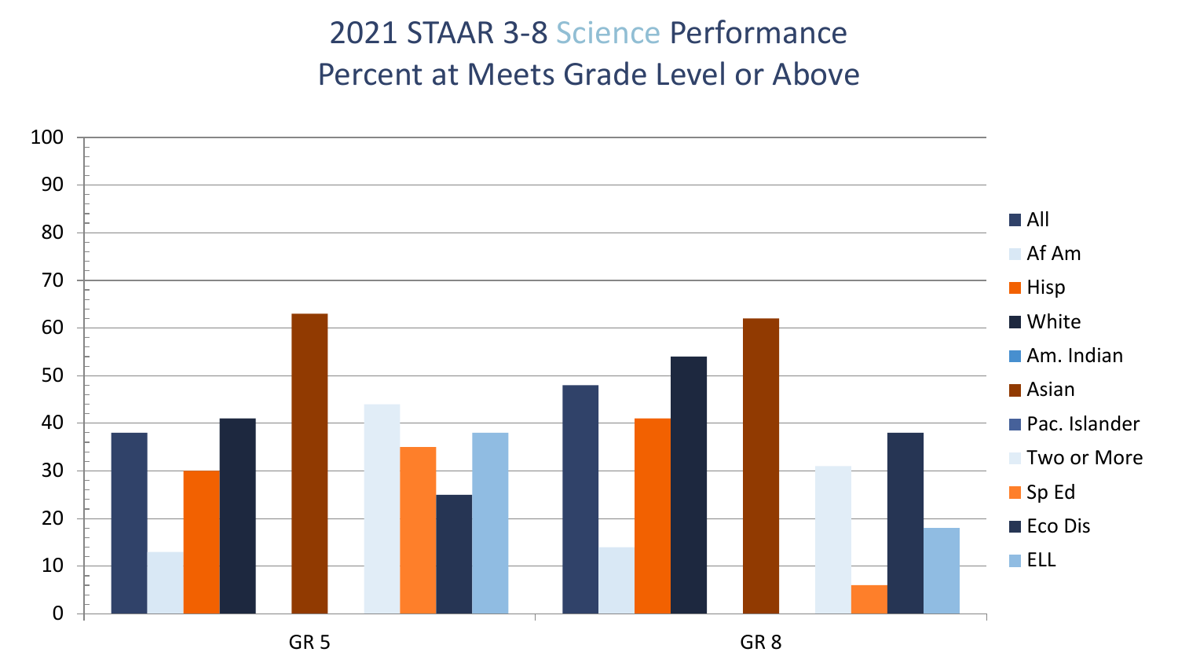# 2021 STAAR 3-8 Science Performance
## Percent at Meets Grade Level or Above

| | All | Af Am | Hisp | White | Am. Indian | Asian | Pac. Islander | Two or More | Sp Ed | Eco Dis | ELL |
|---|---|---|---|---|---|---|---|---|---|---|---|
| GR 5 | 38 | 13 | 30 | 41 | | 63 | | 44 | 35 | 25 | 38 |
| GR 8 | 48 | 14 | 41 | 54 | | 62 | | 31 | 6 | 38 | 18 |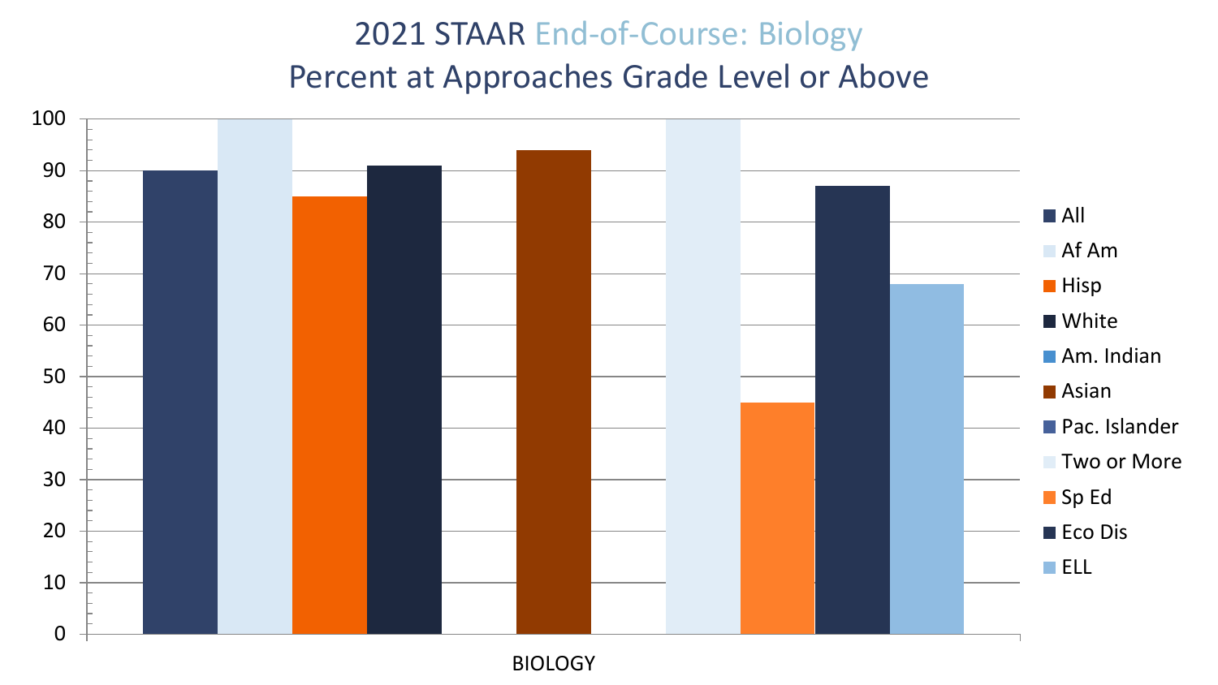# 2021 STAAR End-of-Course: Biology
## Percent at Approaches Grade Level or Above

| Group | BIOLOGY |
|---|---|
| All | 90 |
| Af Am | 100 |
| Hisp | 85 |
| White | 91 |
| Am. Indian | |
| Asian | 94 |
| Pac. Islander | |
| Two or More | 100 |
| Sp Ed | 45 |
| Eco Dis | 87 |
| ELL | 68 |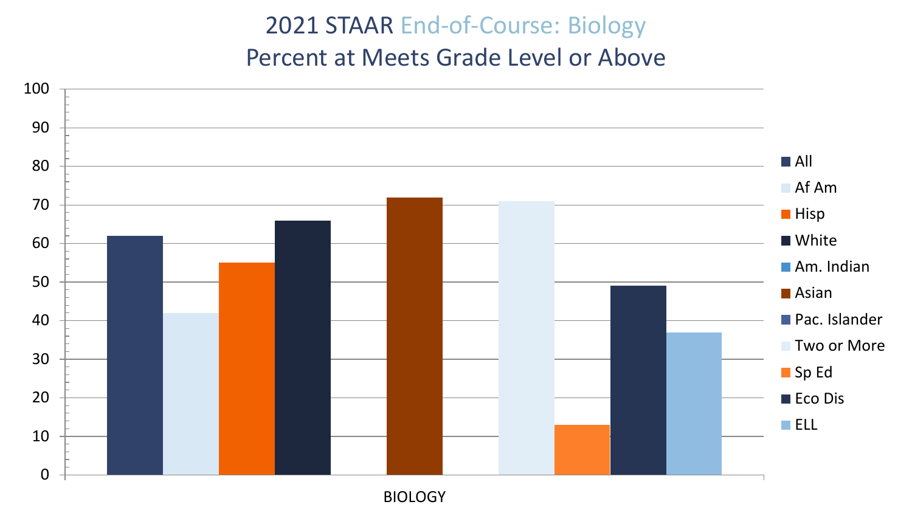# 2021 STAAR End-of-Course: Biology
## Percent at Meets Grade Level or Above

| | All | Af Am | Hisp | White | Am. Indian | Asian | Pac. Islander | Two or More | Sp Ed | Eco Dis | ELL |
|---|---|---|---|---|---|---|---|---|---|---|---|
| BIOLOGY | 62 | 42 | 55 | 66 | | 72 | | 71 | 13 | 49 | 37 |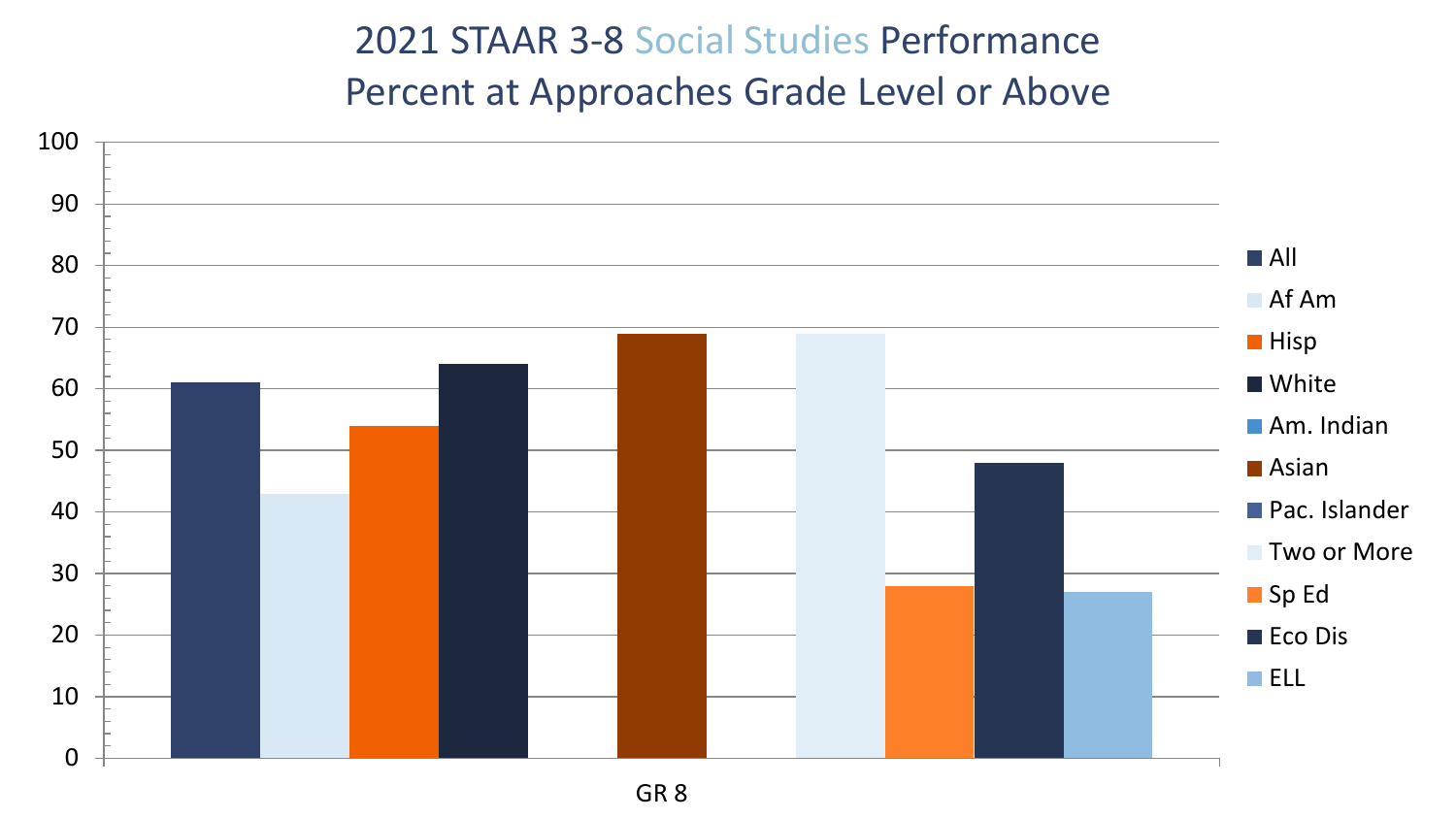# 2021 STAAR 3-8 Social Studies Performance
## Percent at Approaches Grade Level or Above

| | All | Af Am | Hisp | White | Am. Indian | Asian | Pac. Islander | Two or More | Sp Ed | Eco Dis | ELL |
|---|---|---|---|---|---|---|---|---|---|---|---|
| GR 8 | 61 | 43 | 54 | 64 | | 69 | | 69 | 28 | 48 | 27 |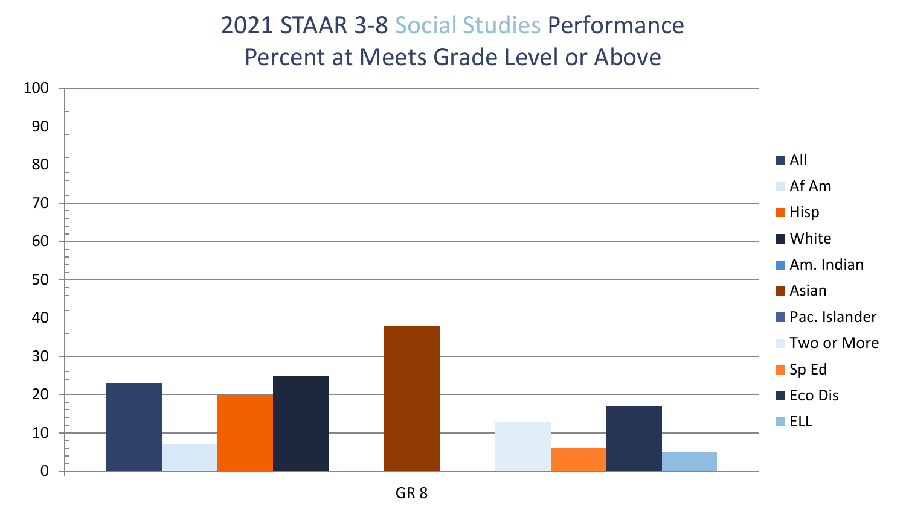# 2021 STAAR 3-8 Social Studies Performance
## Percent at Meets Grade Level or Above

| | All | Af Am | Hisp | White | Am. Indian | Asian | Pac. Islander | Two or More | Sp Ed | Eco Dis | ELL |
|---|---|---|---|---|---|---|---|---|---|---|---|
| GR 8 | 23 | 7 | 20 | 25 | | 38 | | 13 | 6 | 17 | 5 |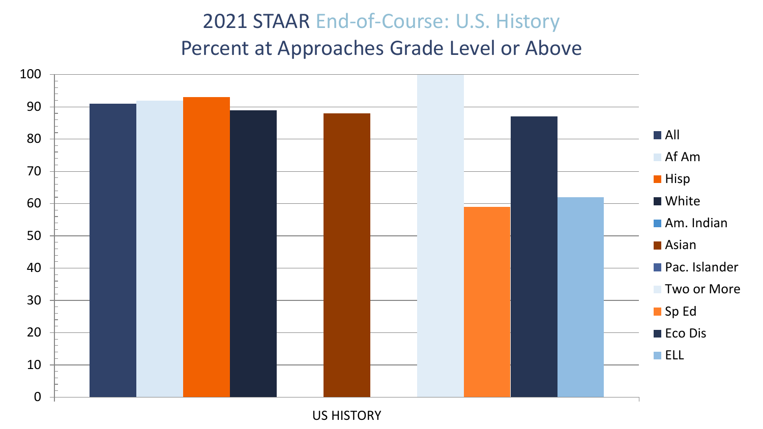# 2021 STAAR End-of-Course: U.S. History

## Percent at Approaches Grade Level or Above

100
90
80
70
60
50
40
30
20
10
0

US HISTORY

- All
- Af Am
- Hisp
- White
- Am. Indian
- Asian
- Pac. Islander
- Two or More
- Sp Ed
- Eco Dis
- ELL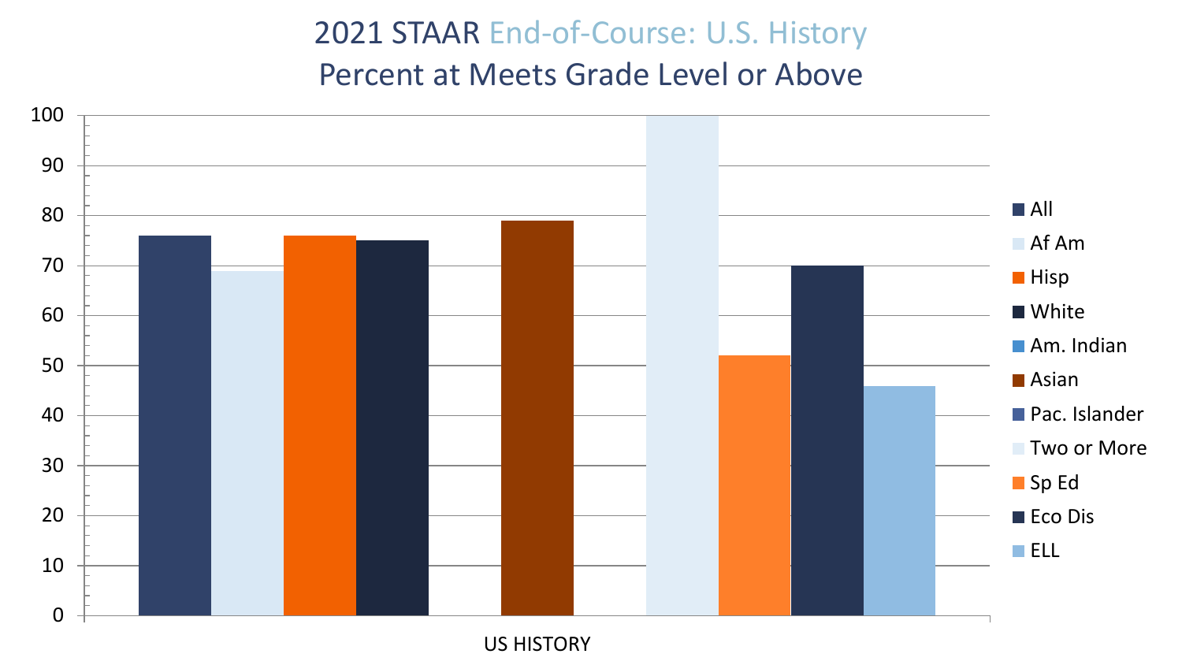# 2021 STAAR End-of-Course: U.S. History
## Percent at Meets Grade Level or Above

| | All | Af Am | Hisp | White | Am. Indian | Asian | Pac. Islander | Two or More | Sp Ed | Eco Dis | ELL |
|---|---|---|---|---|---|---|---|---|---|---|---|
| US HISTORY | 76 | 69 | 76 | 75 | | 79 | | 100 | 52 | 70 | 46 |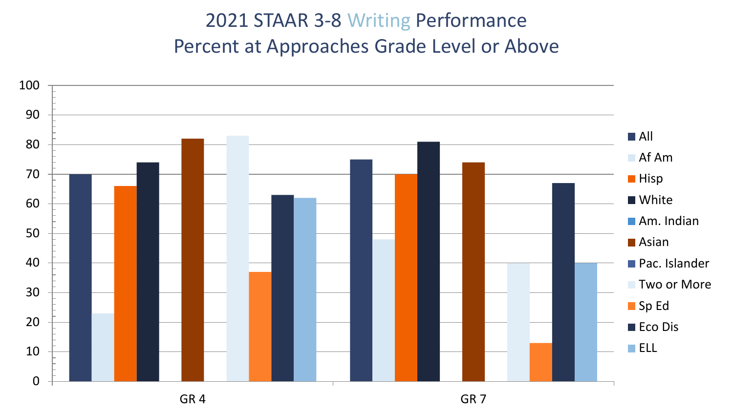# 2021 STAAR 3-8 Writing Performance
## Percent at Approaches Grade Level or Above

| Group | GR 4 | GR 7 |
|---|---|---|
| All | 70 | 75 |
| Af Am | 23 | 48 |
| Hisp | 66 | 70 |
| White | 74 | 81 |
| Am. Indian | | |
| Asian | 82 | 74 |
| Pac. Islander | | |
| Two or More | 83 | 40 |
| Sp Ed | 37 | 13 |
| Eco Dis | 63 | 67 |
| ELL | 62 | 40 |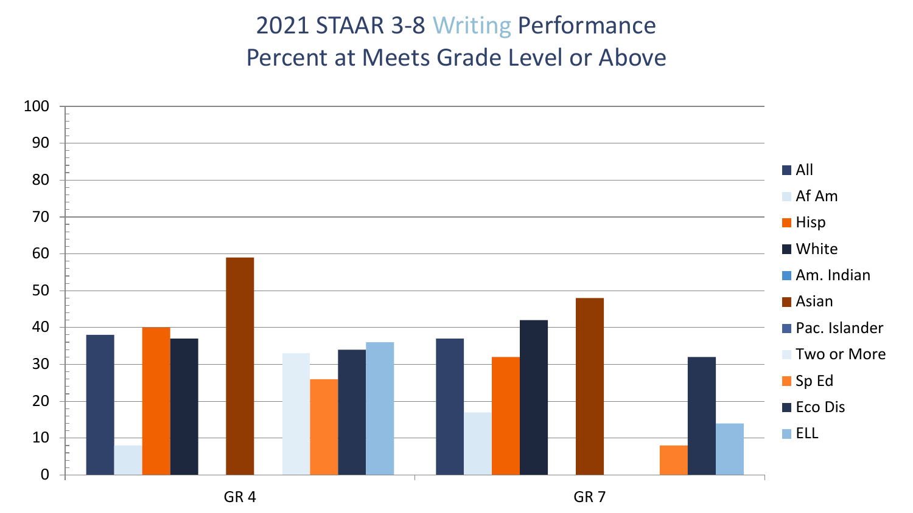# 2021 STAAR 3-8 Writing Performance
## Percent at Meets Grade Level or Above

Legend: All, Af Am, Hisp, White, Am. Indian, Asian, Pac. Islander, Two or More, Sp Ed, Eco Dis, ELL

Y-axis: 0, 10, 20, 30, 40, 50, 60, 70, 80, 90, 100

X-axis: GR 4, GR 7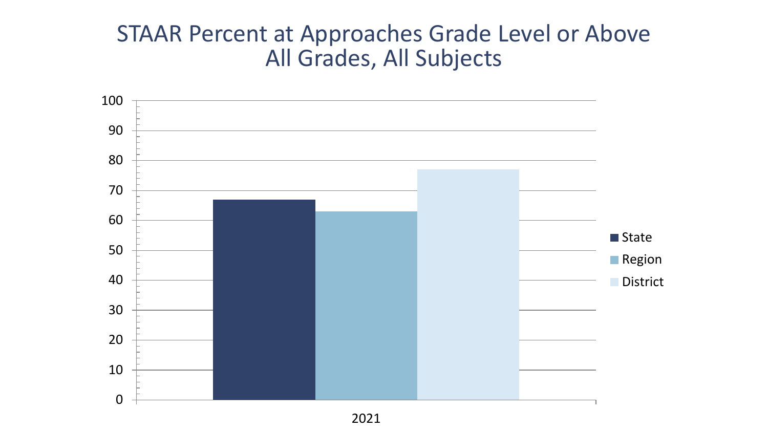# STAAR Percent at Approaches Grade Level or Above
## All Grades, All Subjects

| | State | Region | District |
|---|---|---|---|
| 2021 | 67 | 63 | 77 |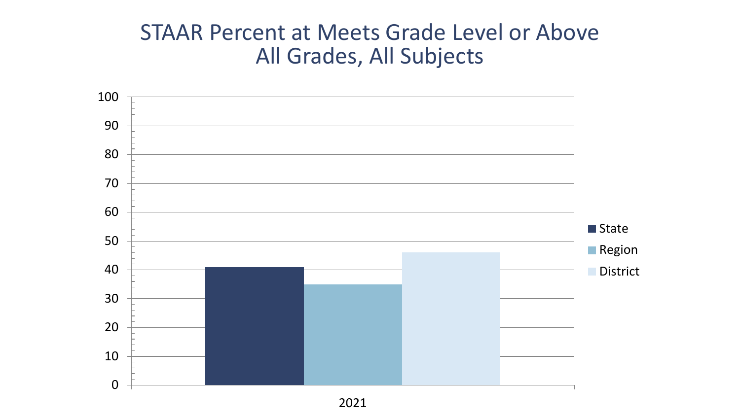# STAAR Percent at Meets Grade Level or Above
## All Grades, All Subjects

| | State | Region | District |
|---|---|---|---|
| 2021 | 41 | 35 | 46 |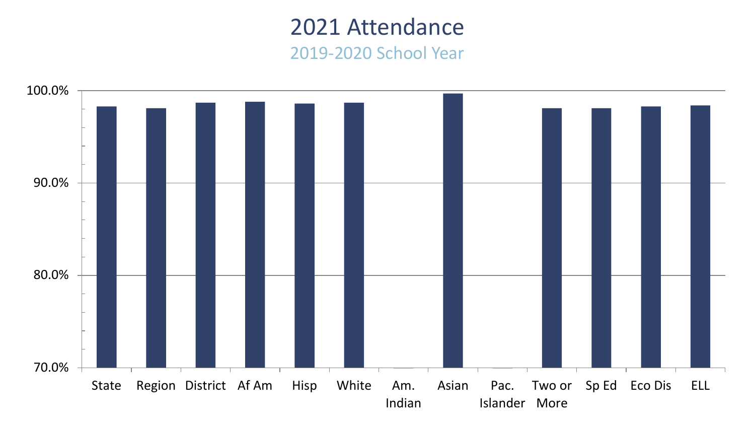# 2021 Attendance

## 2019-2020 School Year

| | State | Region | District | Af Am | Hisp | White | Am. Indian | Asian | Pac. Islander | Two or More | Sp Ed | Eco Dis | ELL |
|---|---|---|---|---|---|---|---|---|---|---|---|---|---|

Y-axis: 70.0%, 80.0%, 90.0%, 100.0%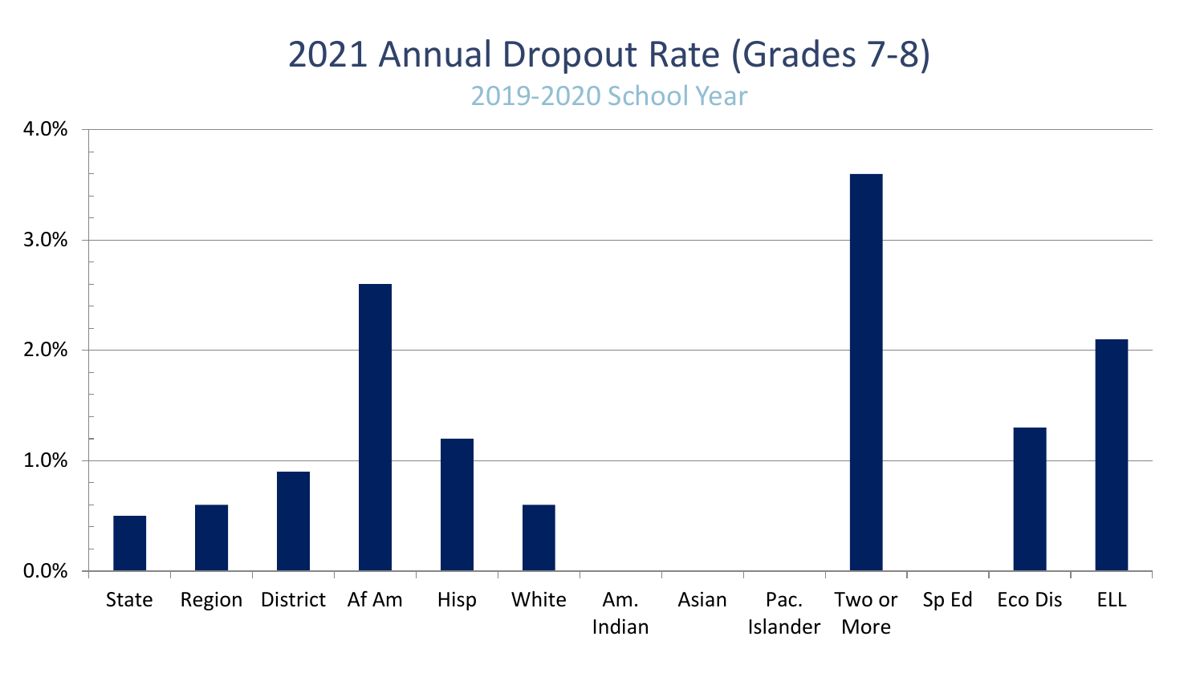# 2021 Annual Dropout Rate (Grades 7-8)

## 2019-2020 School Year

4.0%
3.0%
2.0%
1.0%
0.0%

State | Region | District | Af Am | Hisp | White | Am. Indian | Asian | Pac. Islander | Two or More | Sp Ed | Eco Dis | ELL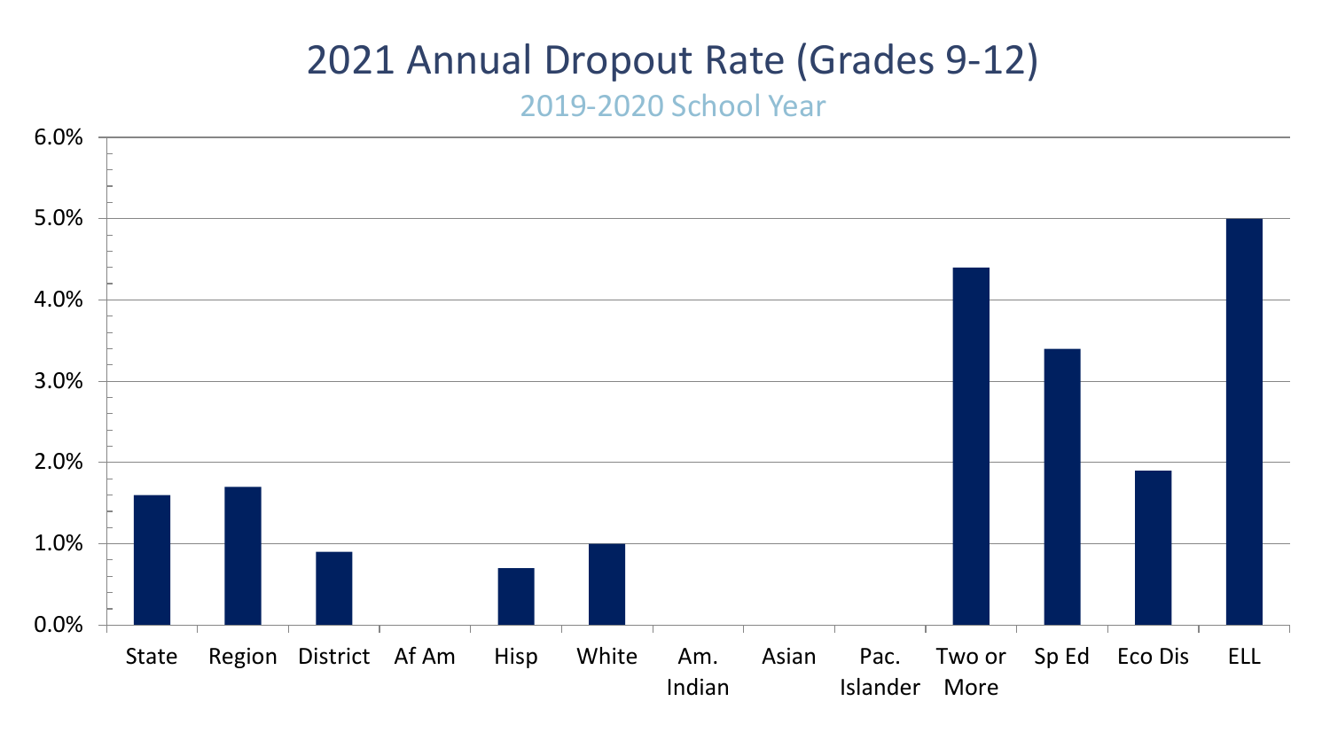# 2021 Annual Dropout Rate (Grades 9-12)

2019-2020 School Year

| Group | Dropout Rate |
|---|---|
| State | 1.6% |
| Region | 1.7% |
| District | 0.9% |
| Af Am | |
| Hisp | 0.7% |
| White | 1.0% |
| Am. Indian | |
| Asian | |
| Pac. Islander | |
| Two or More | 4.4% |
| Sp Ed | 3.4% |
| Eco Dis | 1.9% |
| ELL | 5.0% |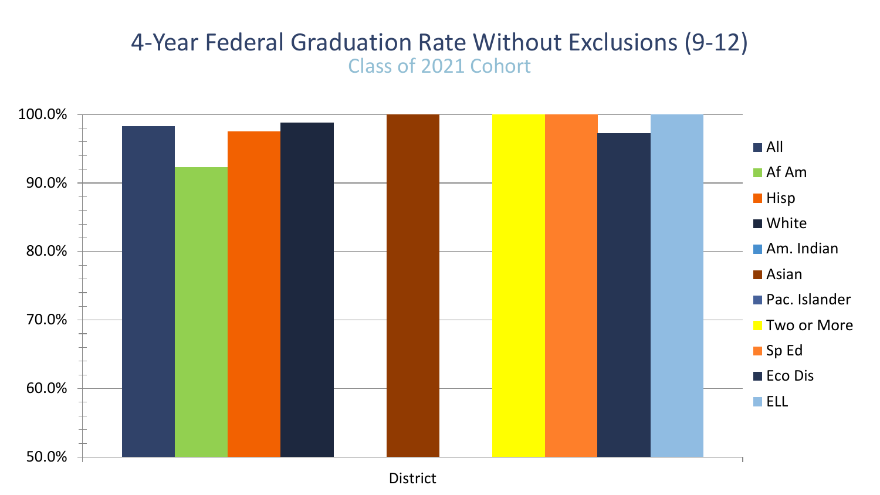# 4-Year Federal Graduation Rate Without Exclusions (9-12)

## Class of 2021 Cohort

100.0%
90.0%
80.0%
70.0%
60.0%
50.0%

District

- All
- Af Am
- Hisp
- White
- Am. Indian
- Asian
- Pac. Islander
- Two or More
- Sp Ed
- Eco Dis
- ELL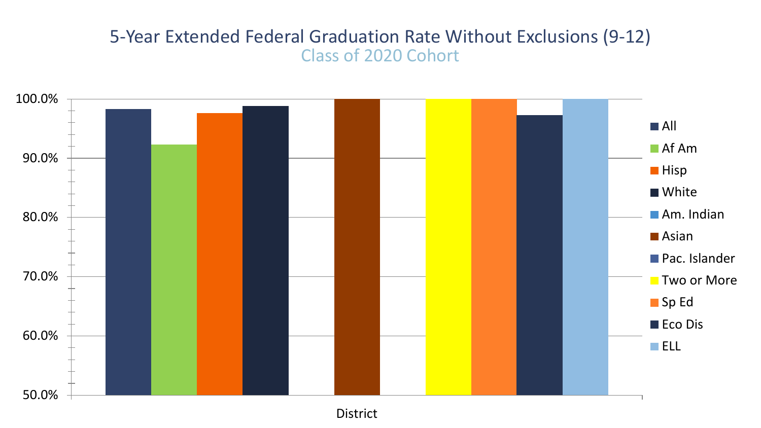# 5-Year Extended Federal Graduation Rate Without Exclusions (9-12)

## Class of 2020 Cohort

100.0%
90.0%
80.0%
70.0%
60.0%
50.0%

District

- All
- Af Am
- Hisp
- White
- Am. Indian
- Asian
- Pac. Islander
- Two or More
- Sp Ed
- Eco Dis
- ELL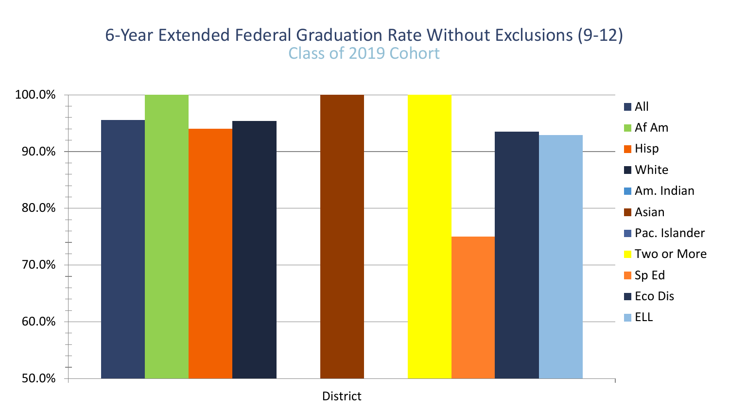# 6-Year Extended Federal Graduation Rate Without Exclusions (9-12)

## Class of 2019 Cohort

| | All | Af Am | Hisp | White | Am. Indian | Asian | Pac. Islander | Two or More | Sp Ed | Eco Dis | ELL |
|---|---|---|---|---|---|---|---|---|---|---|---|
| District | ~95.5% | 100.0% | ~94.0% | ~95.3% | | 100.0% | | 100.0% | ~75.0% | ~93.5% | ~92.9% |

*Values approximated from bar chart; y-axis ranges from 50.0% to 100.0%. No bars are shown for Am. Indian or Pac. Islander.*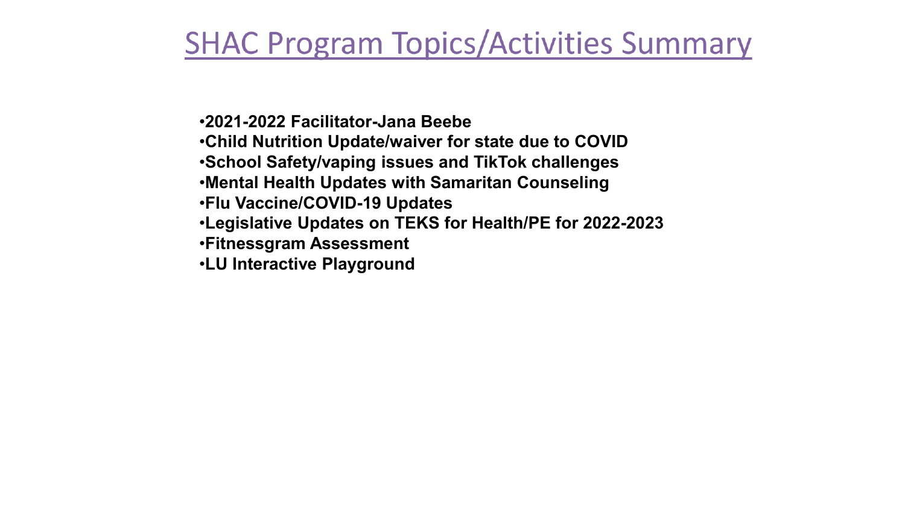# SHAC Program Topics/Activities Summary

- **2021-2022 Facilitator-Jana Beebe**
- **Child Nutrition Update/waiver for state due to COVID**
- **School Safety/vaping issues and TikTok challenges**
- **Mental Health Updates with Samaritan Counseling**
- **Flu Vaccine/COVID-19 Updates**
- **Legislative Updates on TEKS for Health/PE for 2022-2023**
- **Fitnessgram Assessment**
- **LU Interactive Playground**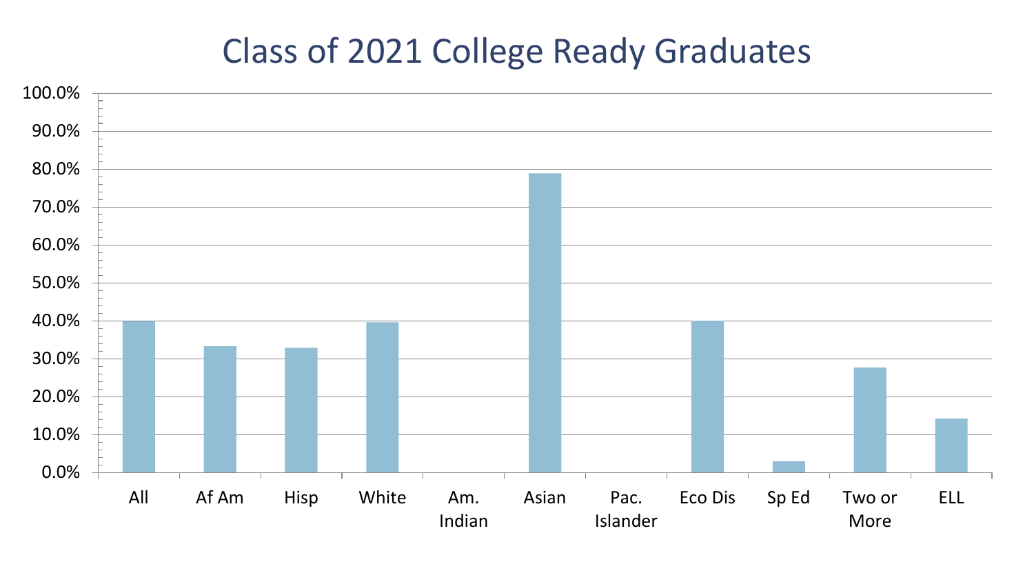# Class of 2021 College Ready Graduates

| Group | College Ready Graduates |
|---|---|
| All | ~40% |
| Af Am | ~33% |
| Hisp | ~33% |
| White | ~40% |
| Am. Indian | 0% |
| Asian | ~79% |
| Pac. Islander | 0% |
| Eco Dis | ~40% |
| Sp Ed | ~3% |
| Two or More | ~28% |
| ELL | ~14% |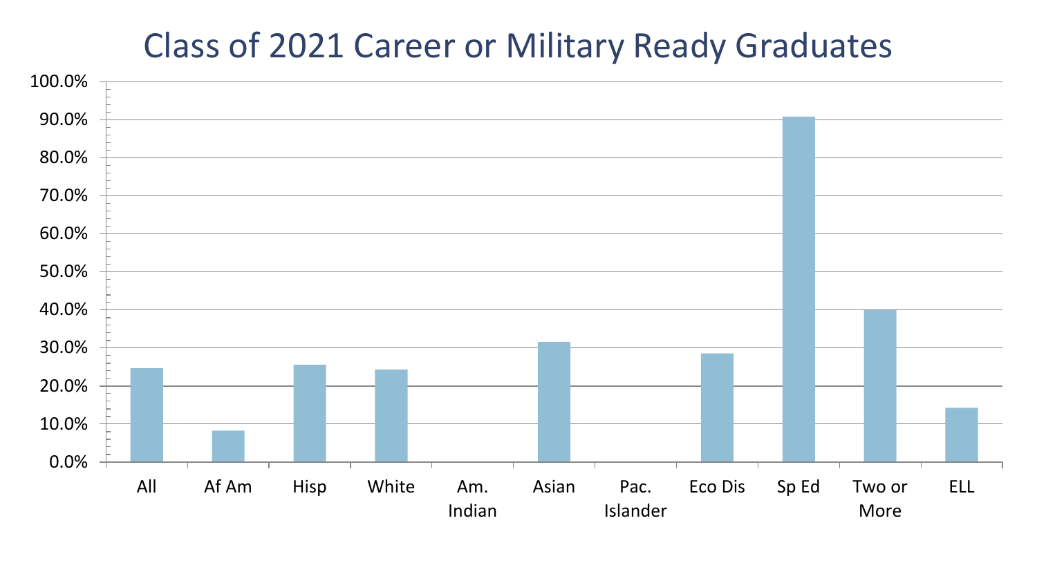# Class of 2021 Career or Military Ready Graduates

| Group | Percent |
|---|---|
| All | 24.6% |
| Af Am | 8.2% |
| Hisp | 25.5% |
| White | 24.3% |
| Am. Indian | 0.0% |
| Asian | 31.5% |
| Pac. Islander | 0.0% |
| Eco Dis | 28.5% |
| Sp Ed | 90.8% |
| Two or More | 40.0% |
| ELL | 14.2% |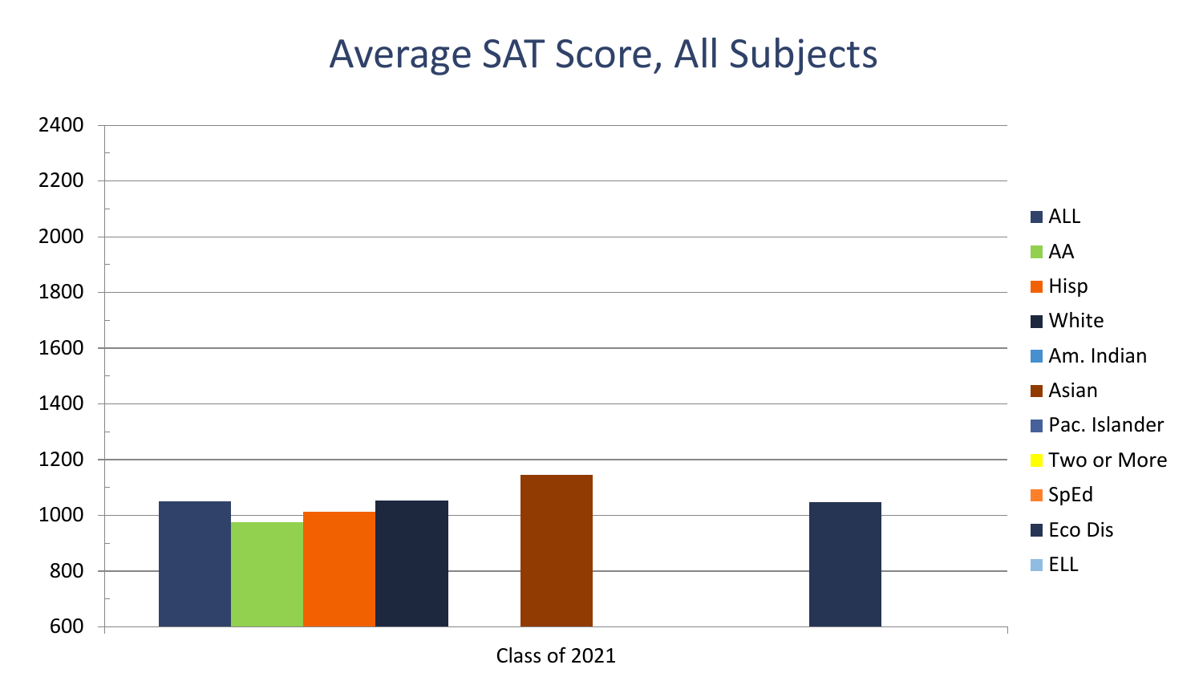# Average SAT Score, All Subjects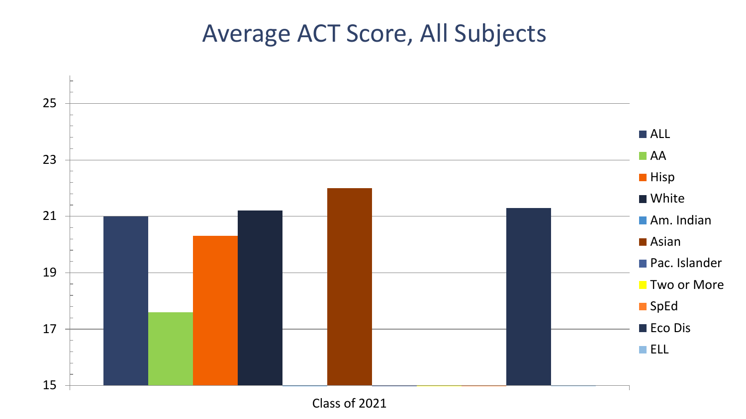# Average ACT Score, All Subjects

Y-axis: 15, 17, 19, 21, 23, 25

X-axis: Class of 2021

Legend: ALL, AA, Hisp, White, Am. Indian, Asian, Pac. Islander, Two or More, SpEd, Eco Dis, ELL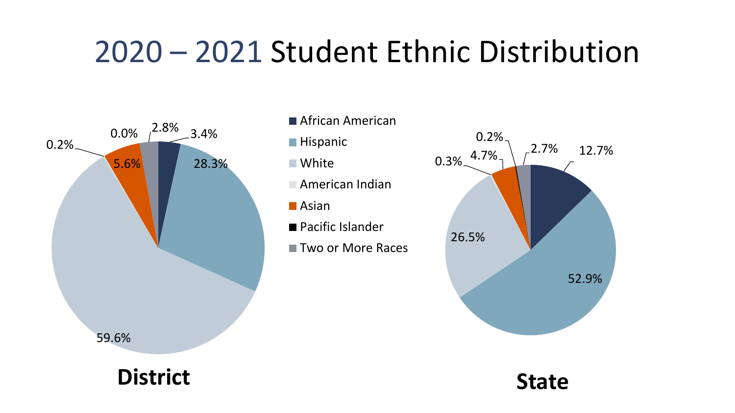# 2020 – 2021 Student Ethnic Distribution

| Ethnicity | District | State |
|---|---|---|
| African American | 3.4% | 12.7% |
| Hispanic | 28.3% | 52.9% |
| White | 59.6% | 26.5% |
| American Indian | 0.2% | 0.3% |
| Asian | 5.6% | 4.7% |
| Pacific Islander | 0.0% | 0.2% |
| Two or More Races | 2.8% | 2.7% |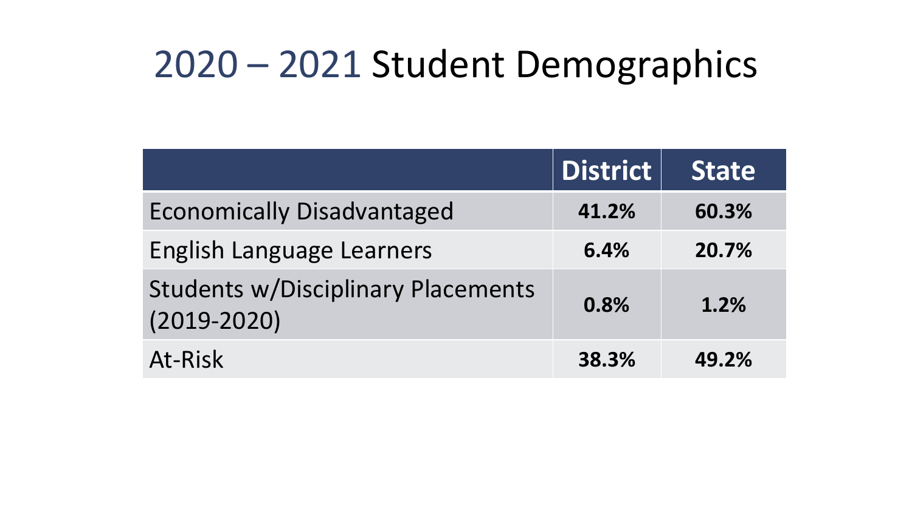# 2020 – 2021 Student Demographics

| | District | State |
|---|---|---|
| Economically Disadvantaged | **41.2%** | **60.3%** |
| English Language Learners | **6.4%** | **20.7%** |
| Students w/Disciplinary Placements (2019-2020) | **0.8%** | **1.2%** |
| At-Risk | **38.3%** | **49.2%** |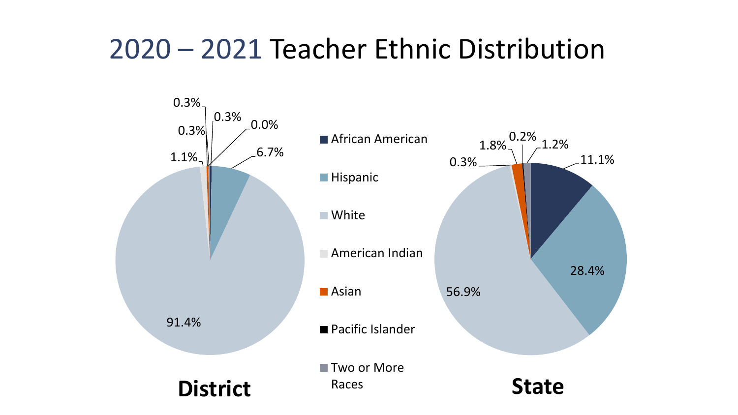# 2020 – 2021 Teacher Ethnic Distribution

**District**

0.3%, 0.3%, 0.3%, 0.0%, 6.7%, 1.1%, 91.4%

**State**

11.1%, 28.4%, 56.9%, 0.3%, 1.8%, 0.2%, 1.2%

Legend:

- African American
- Hispanic
- White
- American Indian
- Asian
- Pacific Islander
- Two or More Races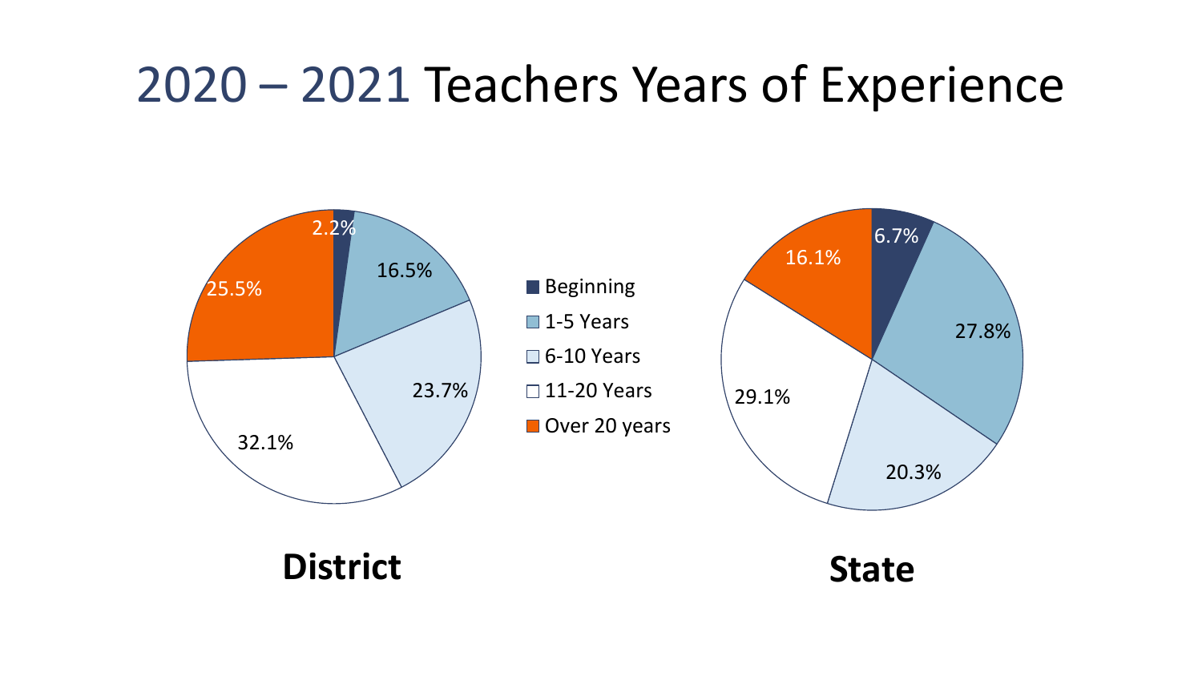# 2020 – 2021 Teachers Years of Experience

| | District | State |
|---|---|---|
| Beginning | 2.2% | 6.7% |
| 1-5 Years | 16.5% | 27.8% |
| 6-10 Years | 23.7% | 20.3% |
| 11-20 Years | 32.1% | 29.1% |
| Over 20 years | 25.5% | 16.1% |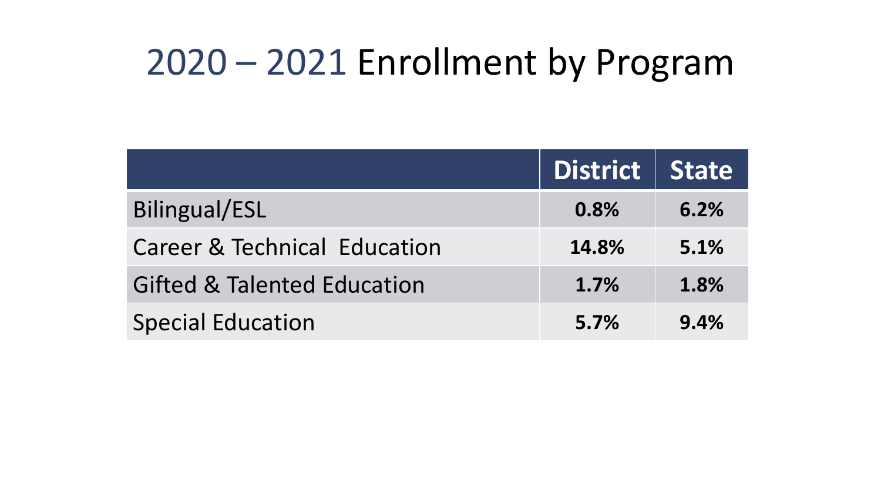# 2020 – 2021 Enrollment by Program

| | District | State |
|---|---|---|
| Bilingual/ESL | **0.8%** | **6.2%** |
| Career & Technical Education | **14.8%** | **5.1%** |
| Gifted & Talented Education | **1.7%** | **1.8%** |
| Special Education | **5.7%** | **9.4%** |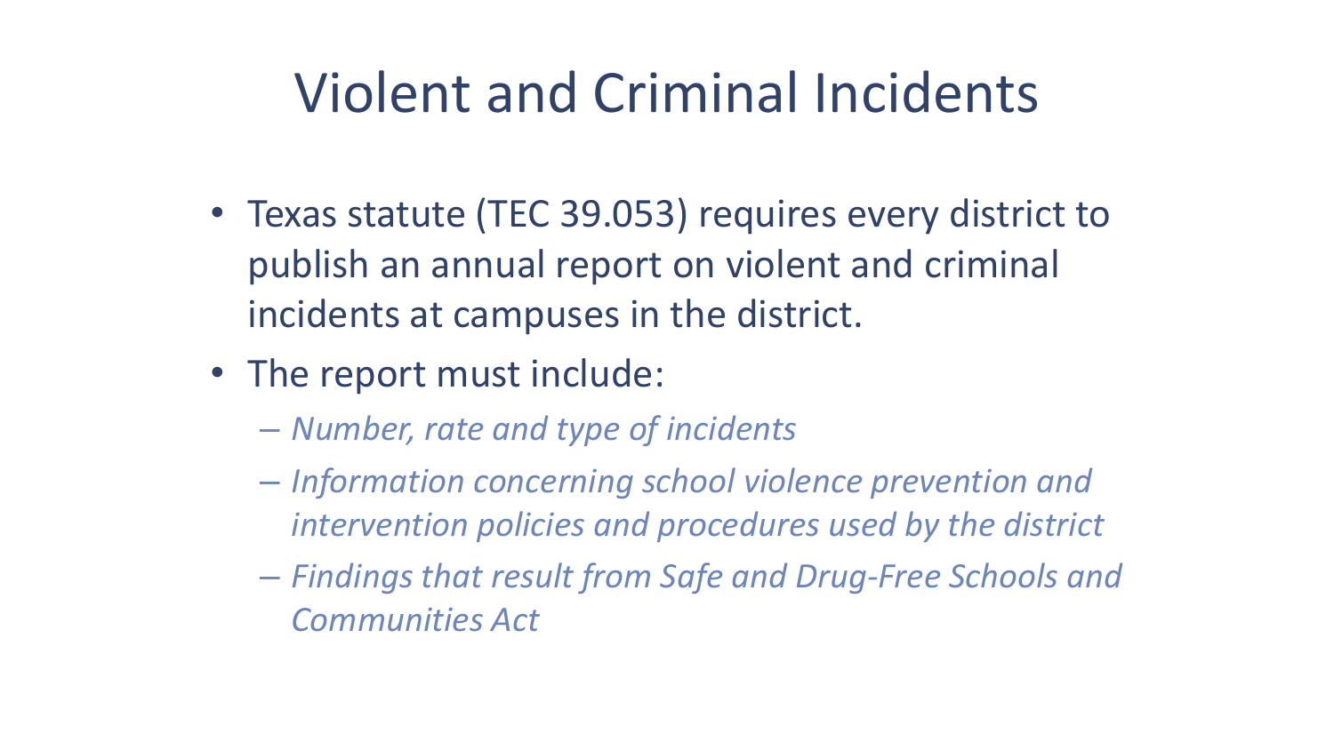# Violent and Criminal Incidents

- Texas statute (TEC 39.053) requires every district to publish an annual report on violent and criminal incidents at campuses in the district.
- The report must include:
  - *Number, rate and type of incidents*
  - *Information concerning school violence prevention and intervention policies and procedures used by the district*
  - *Findings that result from Safe and Drug-Free Schools and Communities Act*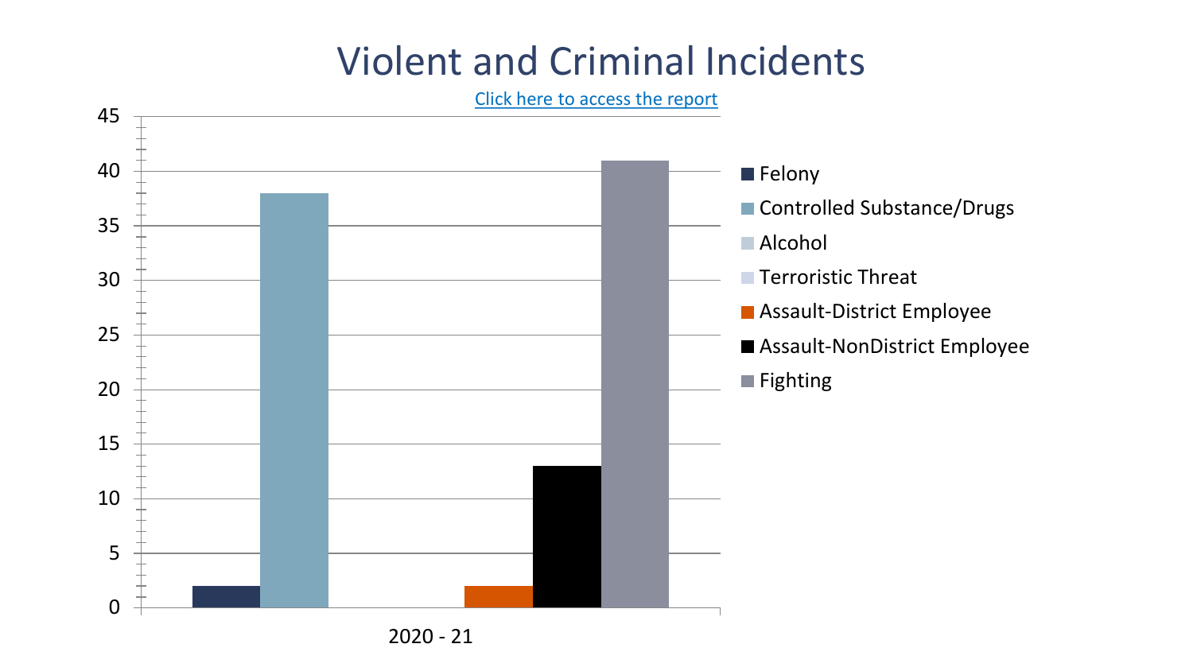# Violent and Criminal Incidents

[Click here to access the report]

| 2020 - 21 | Value |
|---|---|
| Felony | 2 |
| Controlled Substance/Drugs | 38 |
| Alcohol | 0 |
| Terroristic Threat | 0 |
| Assault-District Employee | 2 |
| Assault-NonDistrict Employee | 13 |
| Fighting | 41 |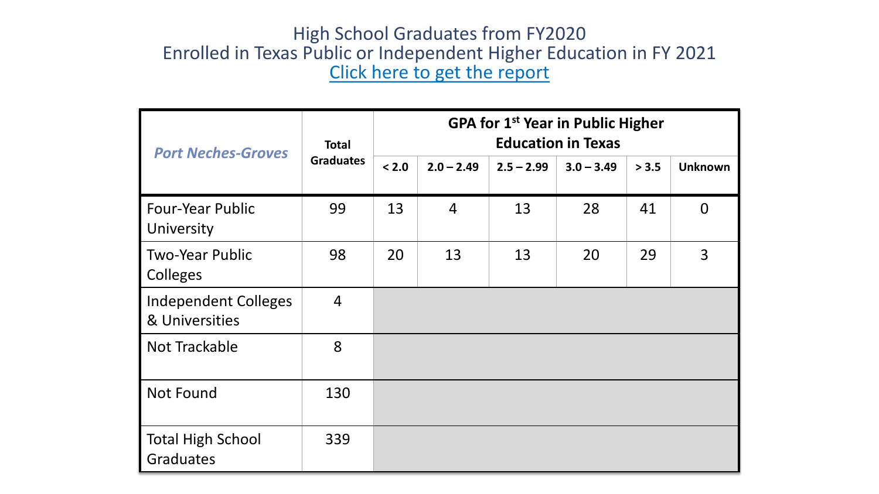# High School Graduates from FY2020 Enrolled in Texas Public or Independent Higher Education in FY 2021

[Click here to get the report]

| *Port Neches-Groves* | Total Graduates | GPA for 1st Year in Public Higher Education in Texas | | | | | |
|---|---|---|---|---|---|---|---|
| | | < 2.0 | 2.0 – 2.49 | 2.5 – 2.99 | 3.0 – 3.49 | > 3.5 | Unknown |
| Four-Year Public University | 99 | 13 | 4 | 13 | 28 | 41 | 0 |
| Two-Year Public Colleges | 98 | 20 | 13 | 13 | 20 | 29 | 3 |
| Independent Colleges & Universities | 4 | | | | | | |
| Not Trackable | 8 | | | | | | |
| Not Found | 130 | | | | | | |
| Total High School Graduates | 339 | | | | | | |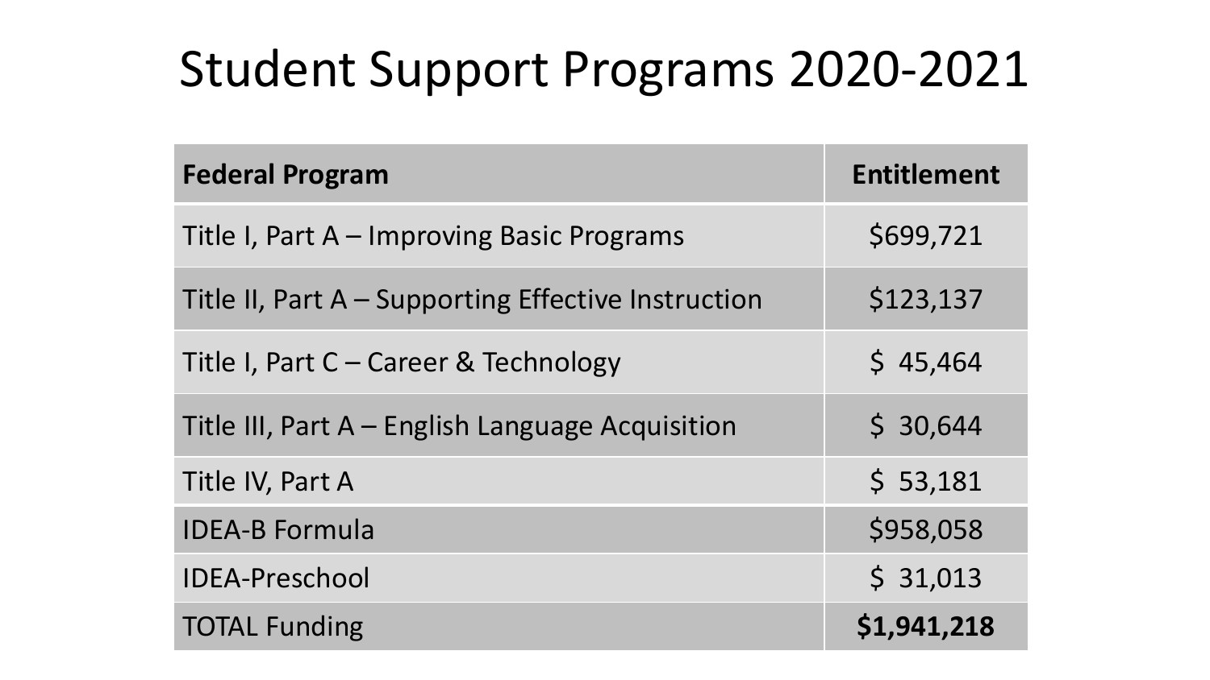# Student Support Programs 2020-2021

| Federal Program | Entitlement |
| --- | --- |
| Title I, Part A – Improving Basic Programs | $699,721 |
| Title II, Part A – Supporting Effective Instruction | $123,137 |
| Title I, Part C – Career & Technology | $ 45,464 |
| Title III, Part A – English Language Acquisition | $ 30,644 |
| Title IV, Part A | $ 53,181 |
| IDEA-B Formula | $958,058 |
| IDEA-Preschool | $ 31,013 |
| TOTAL Funding | **$1,941,218** |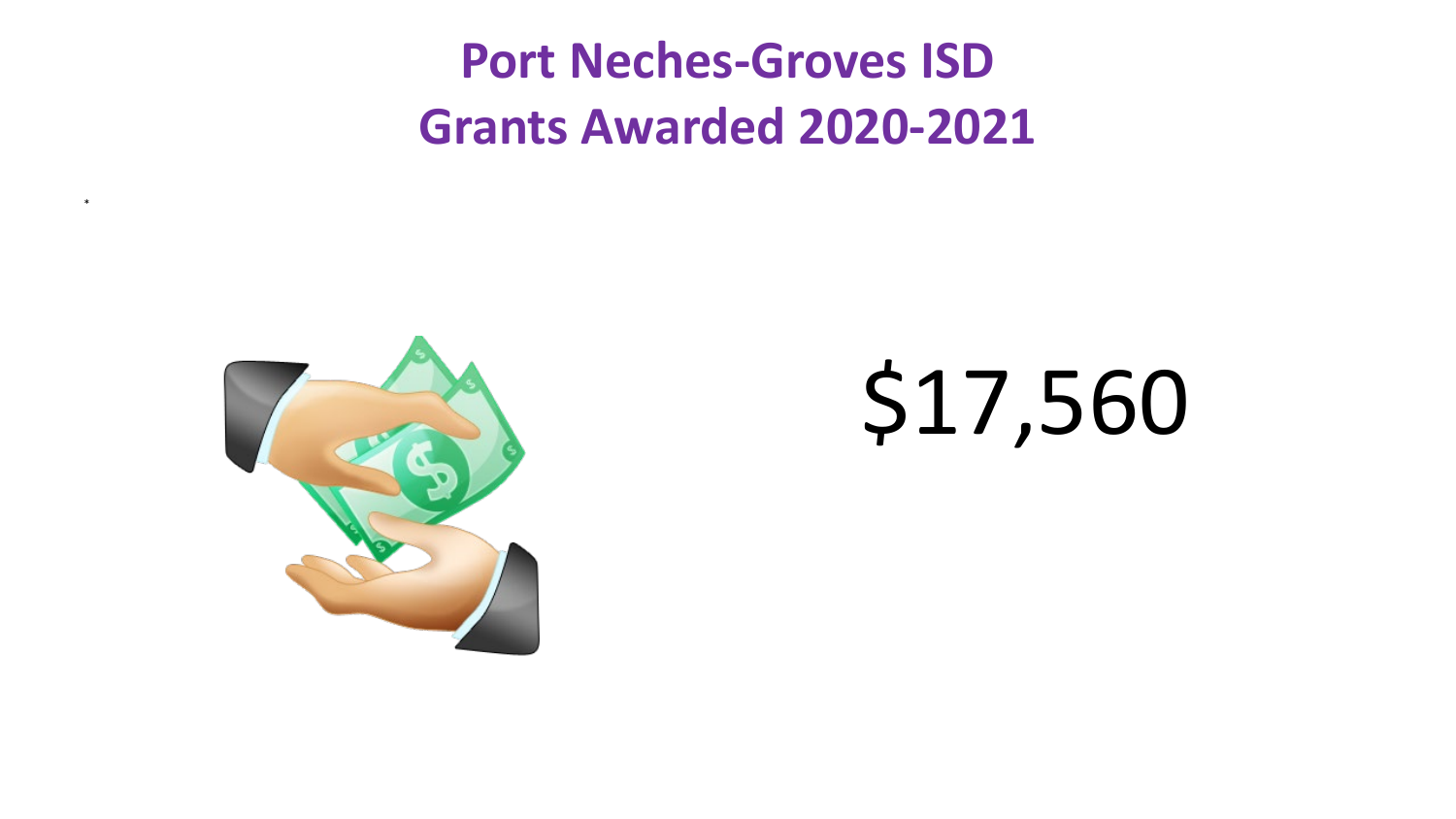# Port Neches-Groves ISD
# Grants Awarded 2020-2021

*

$17,560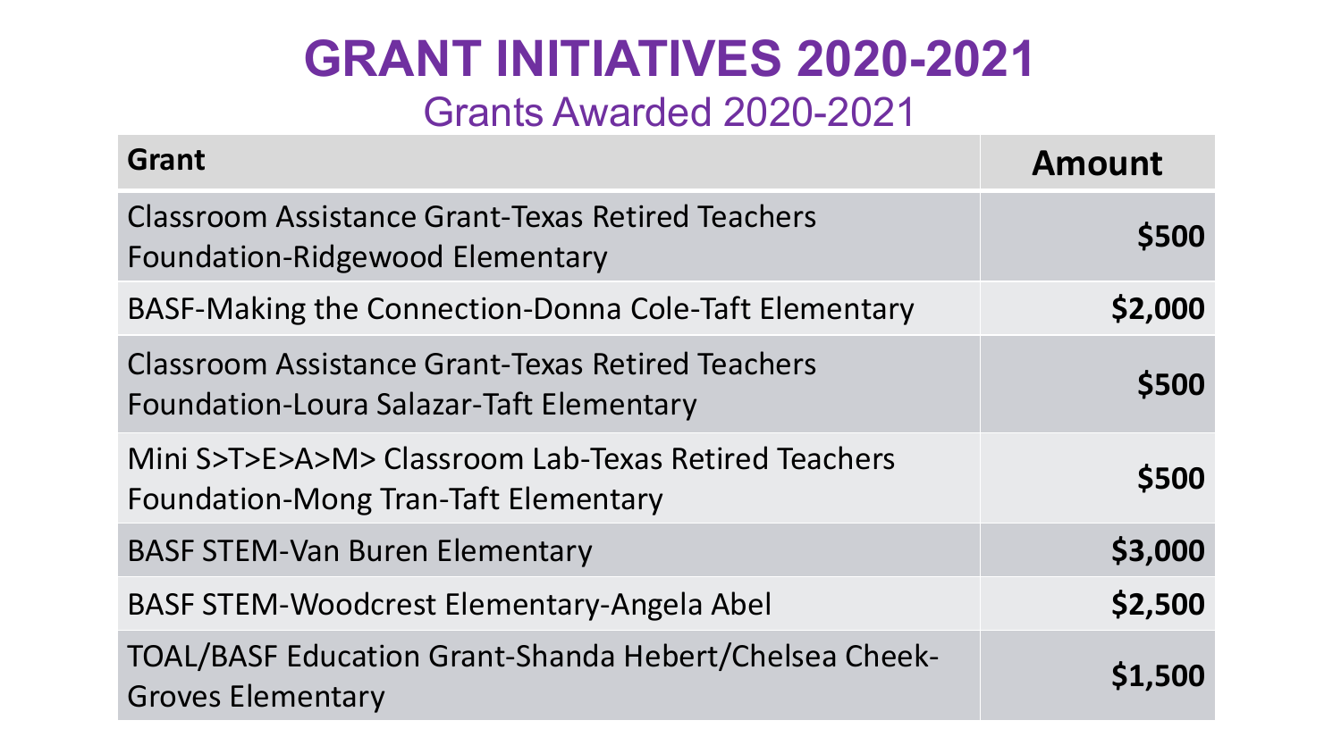# GRANT INITIATIVES 2020-2021

## Grants Awarded 2020-2021

| Grant | Amount |
|---|---|
| Classroom Assistance Grant-Texas Retired Teachers Foundation-Ridgewood Elementary | $500 |
| BASF-Making the Connection-Donna Cole-Taft Elementary | $2,000 |
| Classroom Assistance Grant-Texas Retired Teachers Foundation-Loura Salazar-Taft Elementary | $500 |
| Mini S>T>E>A>M> Classroom Lab-Texas Retired Teachers Foundation-Mong Tran-Taft Elementary | $500 |
| BASF STEM-Van Buren Elementary | $3,000 |
| BASF STEM-Woodcrest Elementary-Angela Abel | $2,500 |
| TOAL/BASF Education Grant-Shanda Hebert/Chelsea Cheek-Groves Elementary | $1,500 |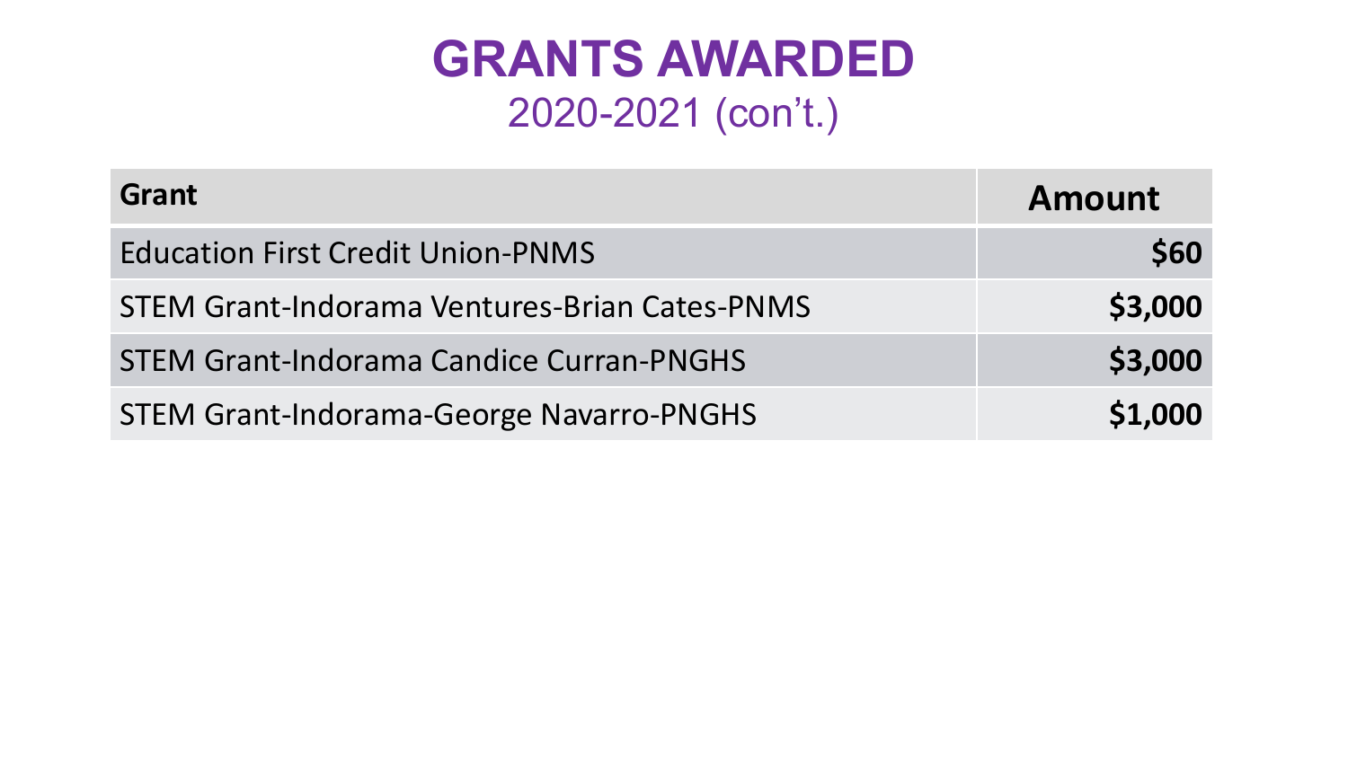# GRANTS AWARDED

## 2020-2021 (con't.)

| Grant | Amount |
| --- | ---: |
| Education First Credit Union-PNMS | **$60** |
| STEM Grant-Indorama Ventures-Brian Cates-PNMS | **$3,000** |
| STEM Grant-Indorama Candice Curran-PNGHS | **$3,000** |
| STEM Grant-Indorama-George Navarro-PNGHS | **$1,000** |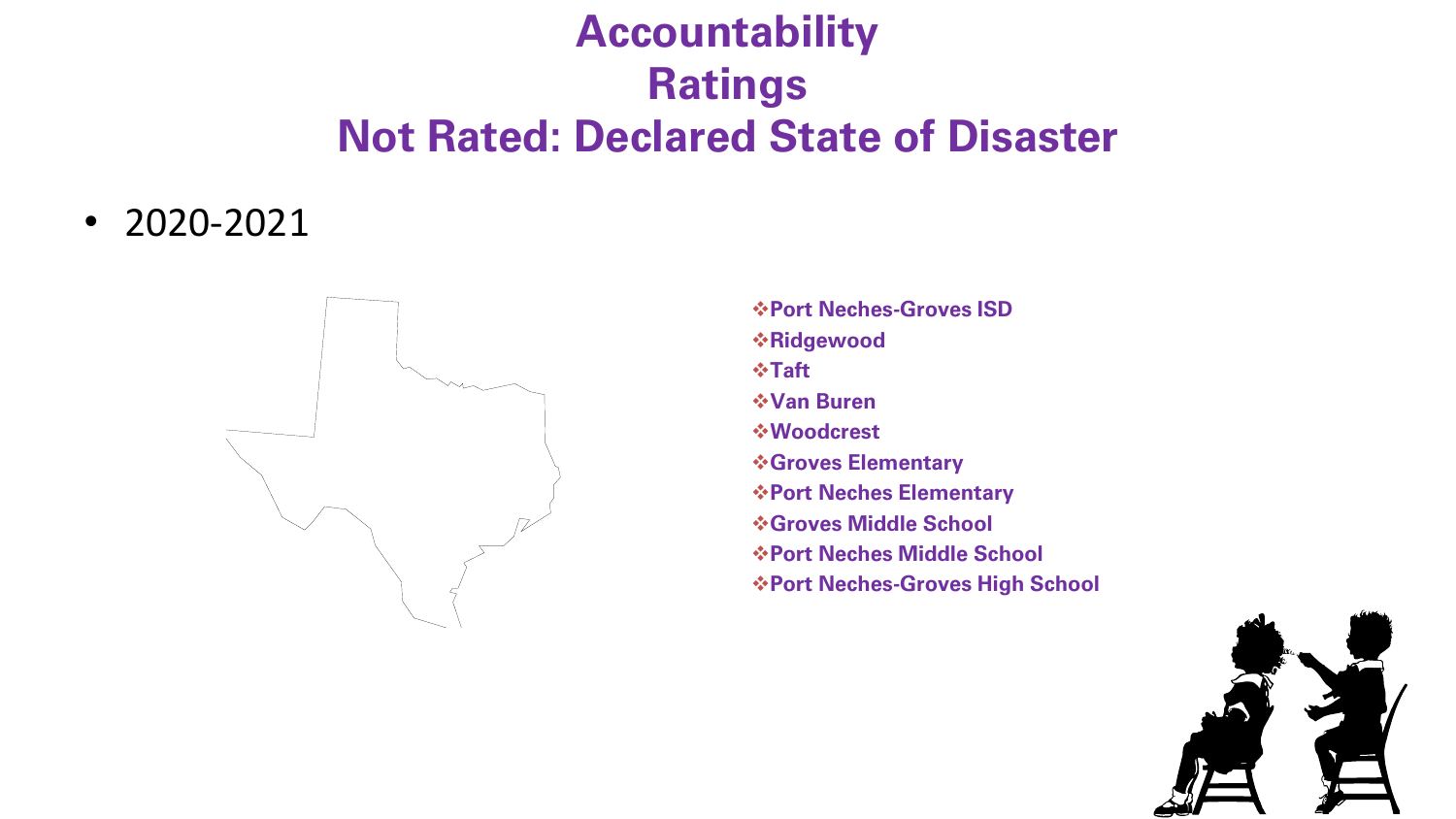# Accountability Ratings
# Not Rated: Declared State of Disaster

- 2020-2021

- **Port Neches-Groves ISD**
- **Ridgewood**
- **Taft**
- **Van Buren**
- **Woodcrest**
- **Groves Elementary**
- **Port Neches Elementary**
- **Groves Middle School**
- **Port Neches Middle School**
- **Port Neches-Groves High School**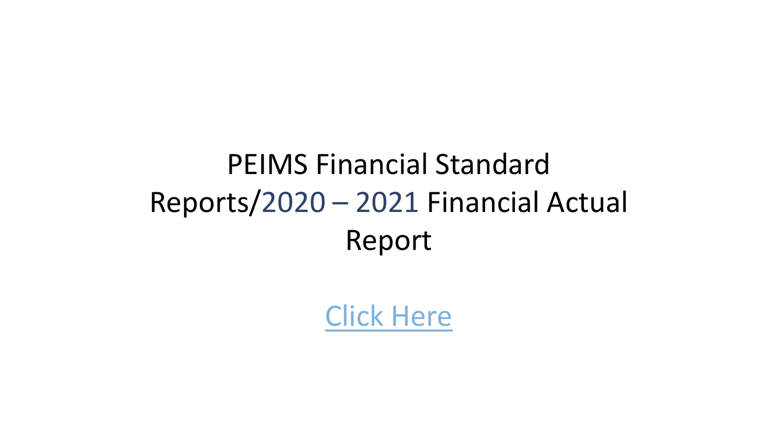# PEIMS Financial Standard Reports/2020 – 2021 Financial Actual Report

Click Here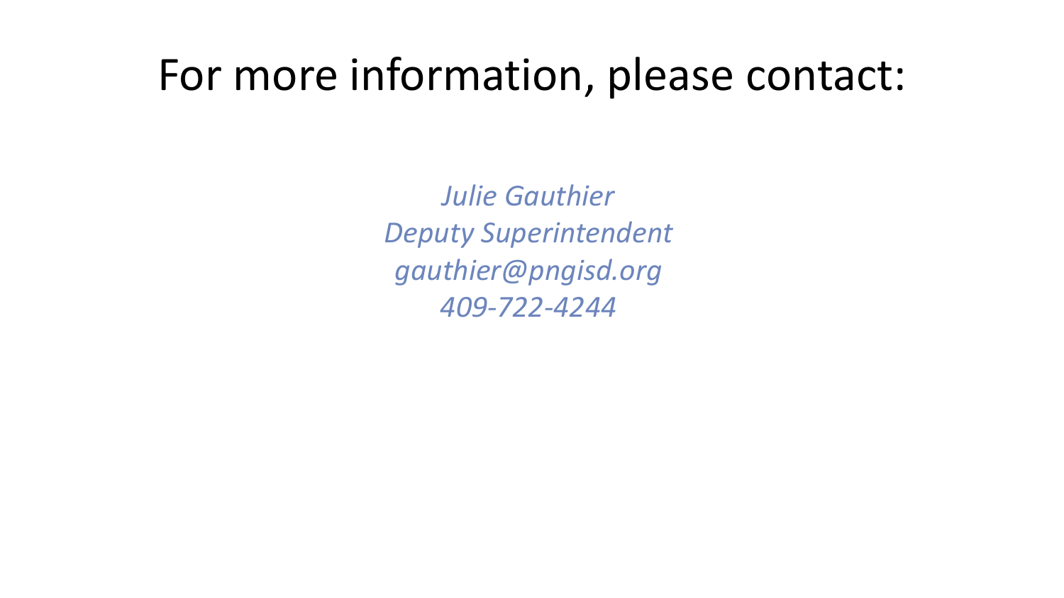# For more information, please contact:

*Julie Gauthier*
*Deputy Superintendent*
*gauthier@pngisd.org*
*409-722-4244*